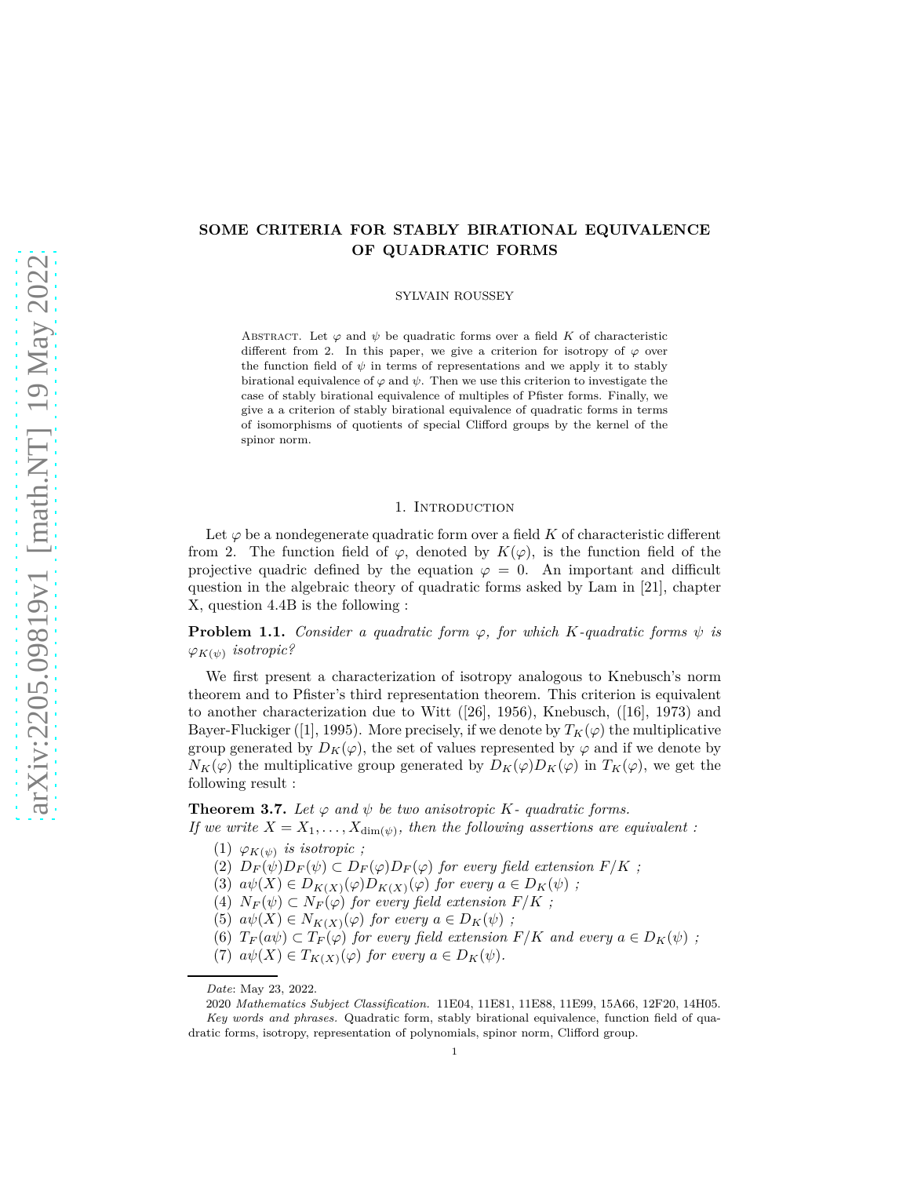# SOME CRITERIA FOR STABLY BIRATIONAL EQUIVALENCE OF QUADRATIC FORMS

SYLVAIN ROUSSEY

Abstract. Let $\varphi$ and $\psi$ be quadratic forms over a field $K$ of characteristic different from 2. In this paper, we give a criterion for isotropy of $\varphi$ over the function field of $\psi$ in terms of representations and we apply it to stably birational equivalence of $\varphi$ and $\psi$. Then we use this criterion to investigate the case of stably birational equivalence of multiples of Pfister forms. Finally, we give a a criterion of stably birational equivalence of quadratic forms in terms of isomorphisms of quotients of special Clifford groups by the kernel of the spinor norm.

## 1. Introduction

Let $\varphi$ be a nondegenerate quadratic form over a field $K$ of characteristic different from 2. The function field of $\varphi$, denoted by $K(\varphi)$, is the function field of the projective quadric defined by the equation $\varphi = 0$. An important and difficult question in the algebraic theory of quadratic forms asked by Lam in [21], chapter X, question 4.4B is the following :

**Problem 1.1.** *Consider a quadratic form $\varphi$, for which $K$-quadratic forms $\psi$ is $\varphi_{K(\psi)}$ isotropic?*

We first present a characterization of isotropy analogous to Knebusch's norm theorem and to Pfister's third representation theorem. This criterion is equivalent to another characterization due to Witt ([26], 1956), Knebusch, ([16], 1973) and Bayer-Fluckiger ([1], 1995). More precisely, if we denote by $T_K(\varphi)$ the multiplicative group generated by $D_K(\varphi)$, the set of values represented by $\varphi$ and if we denote by $N_K(\varphi)$ the multiplicative group generated by $D_K(\varphi)D_K(\varphi)$ in $T_K(\varphi)$, we get the following result :

**Theorem 3.7.** *Let $\varphi$ and $\psi$ be two anisotropic $K$- quadratic forms.*
*If we write $X = X_1, \ldots, X_{\dim(\psi)}$, then the following assertions are equivalent :*

1. *$\varphi_{K(\psi)}$ is isotropic ;*
2. *$D_F(\psi)D_F(\psi) \subset D_F(\varphi)D_F(\varphi)$ for every field extension $F/K$ ;*
3. *$a\psi(X) \in D_{K(X)}(\varphi)D_{K(X)}(\varphi)$ for every $a \in D_K(\psi)$ ;*
4. *$N_F(\psi) \subset N_F(\varphi)$ for every field extension $F/K$ ;*
5. *$a\psi(X) \in N_{K(X)}(\varphi)$ for every $a \in D_K(\psi)$ ;*
6. *$T_F(a\psi) \subset T_F(\varphi)$ for every field extension $F/K$ and every $a \in D_K(\psi)$ ;*
7. *$a\psi(X) \in T_{K(X)}(\varphi)$ for every $a \in D_K(\psi)$.*

*Date*: May 23, 2022.

2020 *Mathematics Subject Classification.* 11E04, 11E81, 11E88, 11E99, 15A66, 12F20, 14H05.

*Key words and phrases.* Quadratic form, stably birational equivalence, function field of quadratic forms, isotropy, representation of polynomials, spinor norm, Clifford group.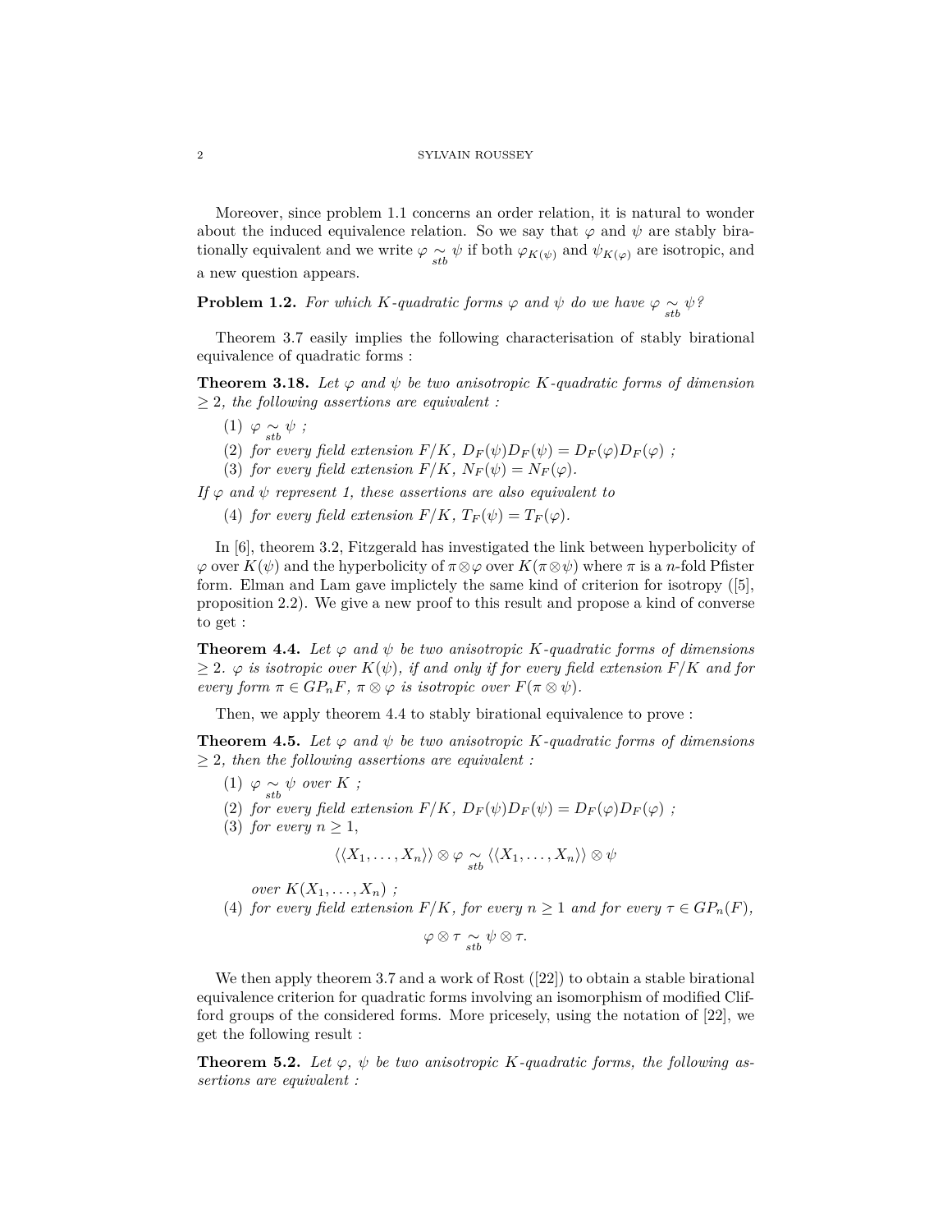Moreover, since problem 1.1 concerns an order relation, it is natural to wonder about the induced equivalence relation. So we say that $\varphi$ and $\psi$ are stably birationally equivalent and we write $\varphi \underset{stb}{\sim} \psi$ if both $\varphi_{K(\psi)}$ and $\psi_{K(\varphi)}$ are isotropic, and a new question appears.

**Problem 1.2.** *For which $K$-quadratic forms $\varphi$ and $\psi$ do we have $\varphi \underset{stb}{\sim} \psi$?*

Theorem 3.7 easily implies the following characterisation of stably birational equivalence of quadratic forms :

**Theorem 3.18.** *Let $\varphi$ and $\psi$ be two anisotropic $K$-quadratic forms of dimension $\geq 2$, the following assertions are equivalent :*

1. *$\varphi \underset{stb}{\sim} \psi$ ;*
2. *for every field extension $F/K$, $D_F(\psi)D_F(\psi) = D_F(\varphi)D_F(\varphi)$ ;*
3. *for every field extension $F/K$, $N_F(\psi) = N_F(\varphi)$.*

*If $\varphi$ and $\psi$ represent 1, these assertions are also equivalent to*

4. *for every field extension $F/K$, $T_F(\psi) = T_F(\varphi)$.*

In [6], theorem 3.2, Fitzgerald has investigated the link between hyperbolicity of $\varphi$ over $K(\psi)$ and the hyperbolicity of $\pi \otimes \varphi$ over $K(\pi \otimes \psi)$ where $\pi$ is a $n$-fold Pfister form. Elman and Lam gave implictely the same kind of criterion for isotropy ([5], proposition 2.2). We give a new proof to this result and propose a kind of converse to get :

**Theorem 4.4.** *Let $\varphi$ and $\psi$ be two anisotropic $K$-quadratic forms of dimensions $\geq 2$. $\varphi$ is isotropic over $K(\psi)$, if and only if for every field extension $F/K$ and for every form $\pi \in GP_nF$, $\pi \otimes \varphi$ is isotropic over $F(\pi \otimes \psi)$.*

Then, we apply theorem 4.4 to stably birational equivalence to prove :

**Theorem 4.5.** *Let $\varphi$ and $\psi$ be two anisotropic $K$-quadratic forms of dimensions $\geq 2$, then the following assertions are equivalent :*

1. *$\varphi \underset{stb}{\sim} \psi$ over $K$ ;*
2. *for every field extension $F/K$, $D_F(\psi)D_F(\psi) = D_F(\varphi)D_F(\varphi)$ ;*
3. *for every $n \geq 1$,*
$$\langle\langle X_1, \dots, X_n \rangle\rangle \otimes \varphi \underset{stb}{\sim} \langle\langle X_1, \dots, X_n \rangle\rangle \otimes \psi$$
*over $K(X_1, \dots, X_n)$ ;*
4. *for every field extension $F/K$, for every $n \geq 1$ and for every $\tau \in GP_n(F)$,*
$$\varphi \otimes \tau \underset{stb}{\sim} \psi \otimes \tau.$$

We then apply theorem 3.7 and a work of Rost ([22]) to obtain a stable birational equivalence criterion for quadratic forms involving an isomorphism of modified Clifford groups of the considered forms. More pricesely, using the notation of [22], we get the following result :

**Theorem 5.2.** *Let $\varphi$, $\psi$ be two anisotropic $K$-quadratic forms, the following assertions are equivalent :*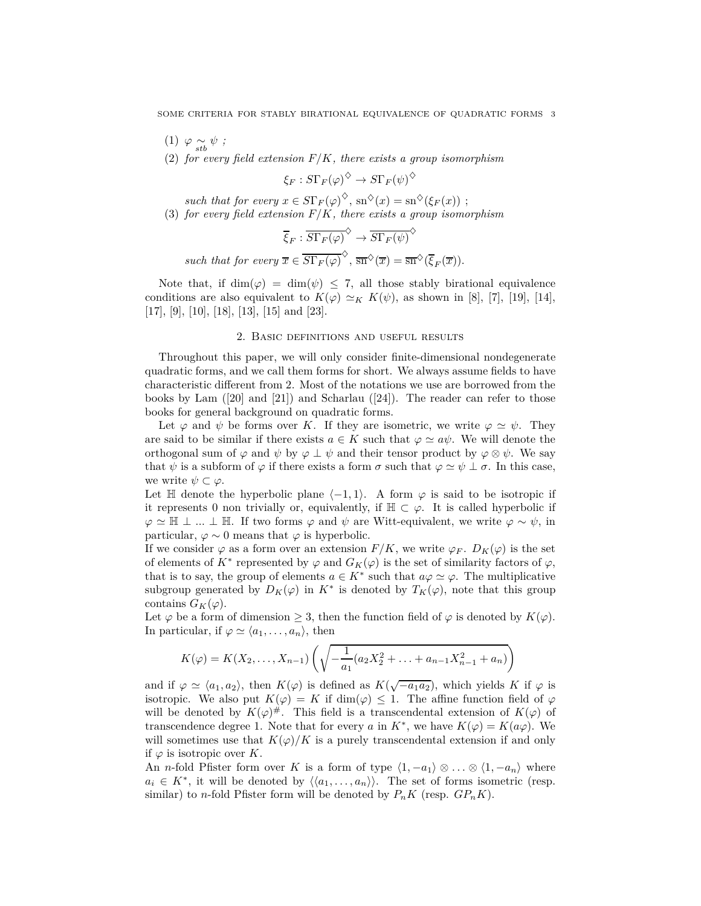(1) $\varphi \underset{stb}{\sim} \psi$ ;

(2) *for every field extension $F/K$, there exists a group isomorphism*

$$\xi_F : S\Gamma_F(\varphi)^{\diamondsuit} \to S\Gamma_F(\psi)^{\diamondsuit}$$

*such that for every $x \in S\Gamma_F(\varphi)^{\diamondsuit}$, $\mathrm{sn}^{\diamondsuit}(x) = \mathrm{sn}^{\diamondsuit}(\xi_F(x))$ ;*

(3) *for every field extension $F/K$, there exists a group isomorphism*

$$\overline{\xi}_F : \overline{S\Gamma_F(\varphi)}^{\diamondsuit} \to \overline{S\Gamma_F(\psi)}^{\diamondsuit}$$

*such that for every $\overline{x} \in \overline{S\Gamma_F(\varphi)}^{\diamondsuit}$, $\overline{\mathrm{sn}}^{\diamondsuit}(\overline{x}) = \overline{\mathrm{sn}}^{\diamondsuit}(\overline{\xi}_F(\overline{x}))$.*

Note that, if $\dim(\varphi) = \dim(\psi) \leq 7$, all those stably birational equivalence conditions are also equivalent to $K(\varphi) \simeq_K K(\psi)$, as shown in [8], [7], [19], [14], [17], [9], [10], [18], [13], [15] and [23].

## 2. Basic definitions and useful results

Throughout this paper, we will only consider finite-dimensional nondegenerate quadratic forms, and we call them forms for short. We always assume fields to have characteristic different from 2. Most of the notations we use are borrowed from the books by Lam ([20] and [21]) and Scharlau ([24]). The reader can refer to those books for general background on quadratic forms.

Let $\varphi$ and $\psi$ be forms over $K$. If they are isometric, we write $\varphi \simeq \psi$. They are said to be similar if there exists $a \in K$ such that $\varphi \simeq a\psi$. We will denote the orthogonal sum of $\varphi$ and $\psi$ by $\varphi \perp \psi$ and their tensor product by $\varphi \otimes \psi$. We say that $\psi$ is a subform of $\varphi$ if there exists a form $\sigma$ such that $\varphi \simeq \psi \perp \sigma$. In this case, we write $\psi \subset \varphi$.

Let $\mathbb{H}$ denote the hyperbolic plane $\langle -1, 1\rangle$. A form $\varphi$ is said to be isotropic if it represents 0 non trivially or, equivalently, if $\mathbb{H} \subset \varphi$. It is called hyperbolic if $\varphi \simeq \mathbb{H} \perp ... \perp \mathbb{H}$. If two forms $\varphi$ and $\psi$ are Witt-equivalent, we write $\varphi \sim \psi$, in particular, $\varphi \sim 0$ means that $\varphi$ is hyperbolic.

If we consider $\varphi$ as a form over an extension $F/K$, we write $\varphi_F$. $D_K(\varphi)$ is the set of elements of $K^*$ represented by $\varphi$ and $G_K(\varphi)$ is the set of similarity factors of $\varphi$, that is to say, the group of elements $a \in K^*$ such that $a\varphi \simeq \varphi$. The multiplicative subgroup generated by $D_K(\varphi)$ in $K^*$ is denoted by $T_K(\varphi)$, note that this group contains $G_K(\varphi)$.

Let $\varphi$ be a form of dimension $\geq 3$, then the function field of $\varphi$ is denoted by $K(\varphi)$. In particular, if $\varphi \simeq \langle a_1, \ldots, a_n\rangle$, then

$$K(\varphi) = K(X_2, \ldots, X_{n-1})\left(\sqrt{-\frac{1}{a_1}(a_2X_2^2 + \ldots + a_{n-1}X_{n-1}^2 + a_n)}\right)$$

and if $\varphi \simeq \langle a_1, a_2\rangle$, then $K(\varphi)$ is defined as $K(\sqrt{-a_1a_2})$, which yields $K$ if $\varphi$ is isotropic. We also put $K(\varphi) = K$ if $\dim(\varphi) \leq 1$. The affine function field of $\varphi$ will be denoted by $K(\varphi)^{\#}$. This field is a transcendental extension of $K(\varphi)$ of transcendence degree 1. Note that for every $a$ in $K^*$, we have $K(\varphi) = K(a\varphi)$. We will sometimes use that $K(\varphi)/K$ is a purely transcendental extension if and only if $\varphi$ is isotropic over $K$.

An $n$-fold Pfister form over $K$ is a form of type $\langle 1, -a_1\rangle \otimes \ldots \otimes \langle 1, -a_n\rangle$ where $a_i \in K^*$, it will be denoted by $\langle\langle a_1, \ldots, a_n\rangle\rangle$. The set of forms isometric (resp. similar) to $n$-fold Pfister form will be denoted by $P_nK$ (resp. $GP_nK$).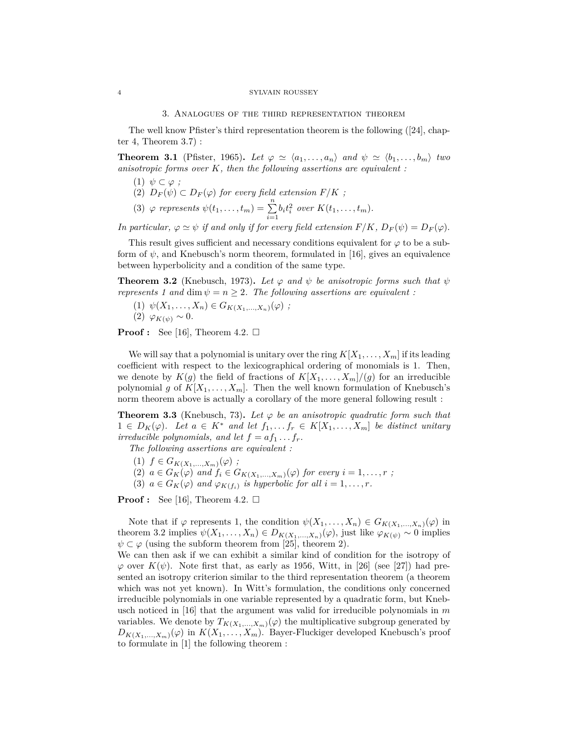## 3. Analogues of the third representation theorem

The well know Pfister's third representation theorem is the following ([24], chapter 4, Theorem 3.7) :

**Theorem 3.1** (Pfister, 1965)**.** *Let $\varphi \simeq \langle a_1, \ldots, a_n\rangle$ and $\psi \simeq \langle b_1, \ldots, b_m\rangle$ two anisotropic forms over $K$, then the following assertions are equivalent :*

1. *$\psi \subset \varphi$ ;*
2. *$D_F(\psi) \subset D_F(\varphi)$ for every field extension $F/K$ ;*
3. *$\varphi$ represents $\psi(t_1, \ldots, t_m) = \sum_{i=1}^{n} b_i t_i^2$ over $K(t_1, \ldots, t_m)$.*

*In particular, $\varphi \simeq \psi$ if and only if for every field extension $F/K$, $D_F(\psi) = D_F(\varphi)$.*

This result gives sufficient and necessary conditions equivalent for $\varphi$ to be a subform of $\psi$, and Knebusch's norm theorem, formulated in [16], gives an equivalence between hyperbolicity and a condition of the same type.

**Theorem 3.2** (Knebusch, 1973)**.** *Let $\varphi$ and $\psi$ be anisotropic forms such that $\psi$ represents 1 and $\dim \psi = n \geq 2$. The following assertions are equivalent :*

1. *$\psi(X_1, \ldots, X_n) \in G_{K(X_1,\ldots,X_n)}(\varphi)$ ;*
2. *$\varphi_{K(\psi)} \sim 0$.*

**Proof :** See [16], Theorem 4.2. □

We will say that a polynomial is unitary over the ring $K[X_1, \ldots, X_m]$ if its leading coefficient with respect to the lexicographical ordering of monomials is 1. Then, we denote by $K(g)$ the field of fractions of $K[X_1, \ldots, X_m]/(g)$ for an irreducible polynomial $g$ of $K[X_1, \ldots, X_m]$. Then the well known formulation of Knebusch's norm theorem above is actually a corollary of the more general following result :

**Theorem 3.3** (Knebusch, 73)**.** *Let $\varphi$ be an anisotropic quadratic form such that $1 \in D_K(\varphi)$. Let $a \in K^*$ and let $f_1, \ldots f_r \in K[X_1, \ldots, X_m]$ be distinct unitary irreducible polynomials, and let $f = af_1 \ldots f_r$.*

*The following assertions are equivalent :*

1. *$f \in G_{K(X_1,\ldots,X_m)}(\varphi)$ ;*
2. *$a \in G_K(\varphi)$ and $f_i \in G_{K(X_1,\ldots,X_m)}(\varphi)$ for every $i = 1, \ldots, r$ ;*
3. *$a \in G_K(\varphi)$ and $\varphi_{K(f_i)}$ is hyperbolic for all $i = 1, \ldots, r$.*

**Proof :** See [16], Theorem 4.2. □

Note that if $\varphi$ represents 1, the condition $\psi(X_1, \ldots, X_n) \in G_{K(X_1,\ldots,X_n)}(\varphi)$ in theorem 3.2 implies $\psi(X_1, \ldots, X_n) \in D_{K(X_1,\ldots,X_n)}(\varphi)$, just like $\varphi_{K(\psi)} \sim 0$ implies $\psi \subset \varphi$ (using the subform theorem from [25], theorem 2).
We can then ask if we can exhibit a similar kind of condition for the isotropy of $\varphi$ over $K(\psi)$. Note first that, as early as 1956, Witt, in [26] (see [27]) had presented an isotropy criterion similar to the third representation theorem (a theorem which was not yet known). In Witt's formulation, the conditions only concerned irreducible polynomials in one variable represented by a quadratic form, but Knebusch noticed in [16] that the argument was valid for irreducible polynomials in $m$ variables. We denote by $T_{K(X_1,\ldots,X_m)}(\varphi)$ the multiplicative subgroup generated by $D_{K(X_1,\ldots,X_m)}(\varphi)$ in $K(X_1, \ldots, X_m)$. Bayer-Fluckiger developed Knebusch's proof to formulate in [1] the following theorem :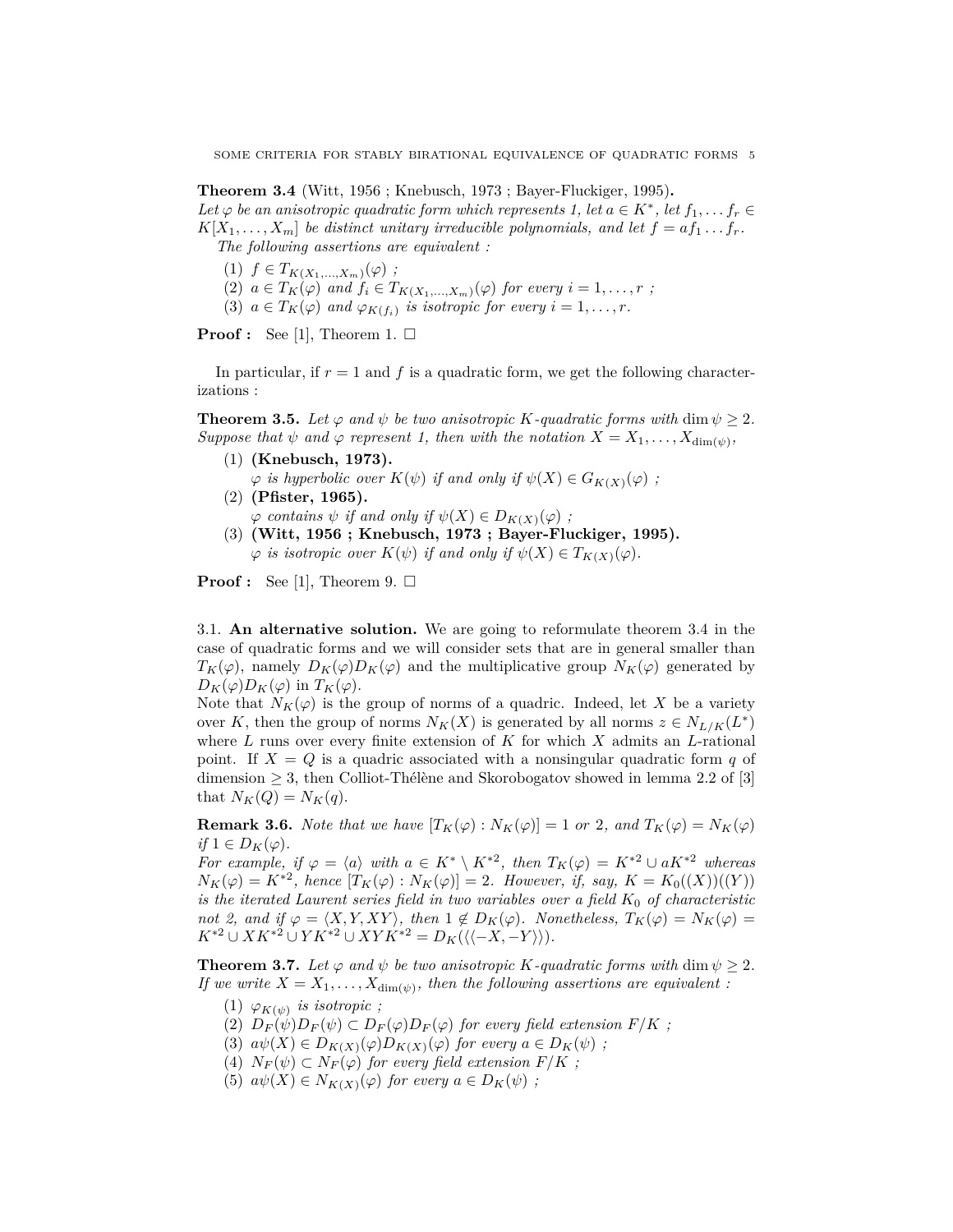**Theorem 3.4** (Witt, 1956 ; Knebusch, 1973 ; Bayer-Fluckiger, 1995)**.**
*Let $\varphi$ be an anisotropic quadratic form which represents 1, let $a \in K^*$, let $f_1, \dots f_r \in K[X_1, \dots, X_m]$ be distinct unitary irreducible polynomials, and let $f = af_1 \dots f_r$.*
*The following assertions are equivalent :*

1. *$f \in T_{K(X_1,\dots,X_m)}(\varphi)$ ;*
2. *$a \in T_K(\varphi)$ and $f_i \in T_{K(X_1,\dots,X_m)}(\varphi)$ for every $i = 1, \dots, r$ ;*
3. *$a \in T_K(\varphi)$ and $\varphi_{K(f_i)}$ is isotropic for every $i = 1, \dots, r$.*

**Proof :** See [1], Theorem 1. □

In particular, if $r = 1$ and $f$ is a quadratic form, we get the following characterizations :

**Theorem 3.5.** *Let $\varphi$ and $\psi$ be two anisotropic $K$-quadratic forms with $\dim \psi \geq 2$. Suppose that $\psi$ and $\varphi$ represent 1, then with the notation $X = X_1, \dots, X_{\dim(\psi)}$,*

1. **(Knebusch, 1973).**
   *$\varphi$ is hyperbolic over $K(\psi)$ if and only if $\psi(X) \in G_{K(X)}(\varphi)$ ;*
2. **(Pfister, 1965).**
   *$\varphi$ contains $\psi$ if and only if $\psi(X) \in D_{K(X)}(\varphi)$ ;*
3. **(Witt, 1956 ; Knebusch, 1973 ; Bayer-Fluckiger, 1995).**
   *$\varphi$ is isotropic over $K(\psi)$ if and only if $\psi(X) \in T_{K(X)}(\varphi)$.*

**Proof :** See [1], Theorem 9. □

3.1. **An alternative solution.** We are going to reformulate theorem 3.4 in the case of quadratic forms and we will consider sets that are in general smaller than $T_K(\varphi)$, namely $D_K(\varphi)D_K(\varphi)$ and the multiplicative group $N_K(\varphi)$ generated by $D_K(\varphi)D_K(\varphi)$ in $T_K(\varphi)$.
Note that $N_K(\varphi)$ is the group of norms of a quadric. Indeed, let $X$ be a variety over $K$, then the group of norms $N_K(X)$ is generated by all norms $z \in N_{L/K}(L^*)$ where $L$ runs over every finite extension of $K$ for which $X$ admits an $L$-rational point. If $X = Q$ is a quadric associated with a nonsingular quadratic form $q$ of dimension $\geq 3$, then Colliot-Thélène and Skorobogatov showed in lemma 2.2 of [3] that $N_K(Q) = N_K(q)$.

**Remark 3.6.** *Note that we have $[T_K(\varphi) : N_K(\varphi)] = 1$ or 2, and $T_K(\varphi) = N_K(\varphi)$ if $1 \in D_K(\varphi)$.*
*For example, if $\varphi = \langle a \rangle$ with $a \in K^* \setminus K^{*2}$, then $T_K(\varphi) = K^{*2} \cup aK^{*2}$ whereas $N_K(\varphi) = K^{*2}$, hence $[T_K(\varphi) : N_K(\varphi)] = 2$. However, if, say, $K = K_0((X))((Y))$ is the iterated Laurent series field in two variables over a field $K_0$ of characteristic not 2, and if $\varphi = \langle X, Y, XY \rangle$, then $1 \notin D_K(\varphi)$. Nonetheless, $T_K(\varphi) = N_K(\varphi) = K^{*2} \cup XK^{*2} \cup YK^{*2} \cup XYK^{*2} = D_K(\langle\langle -X, -Y \rangle\rangle)$.*

**Theorem 3.7.** *Let $\varphi$ and $\psi$ be two anisotropic $K$-quadratic forms with $\dim \psi \geq 2$. If we write $X = X_1, \dots, X_{\dim(\psi)}$, then the following assertions are equivalent :*

1. *$\varphi_{K(\psi)}$ is isotropic ;*
2. *$D_F(\psi)D_F(\psi) \subset D_F(\varphi)D_F(\varphi)$ for every field extension $F/K$ ;*
3. *$a\psi(X) \in D_{K(X)}(\varphi)D_{K(X)}(\varphi)$ for every $a \in D_K(\psi)$ ;*
4. *$N_F(\psi) \subset N_F(\varphi)$ for every field extension $F/K$ ;*
5. *$a\psi(X) \in N_{K(X)}(\varphi)$ for every $a \in D_K(\psi)$ ;*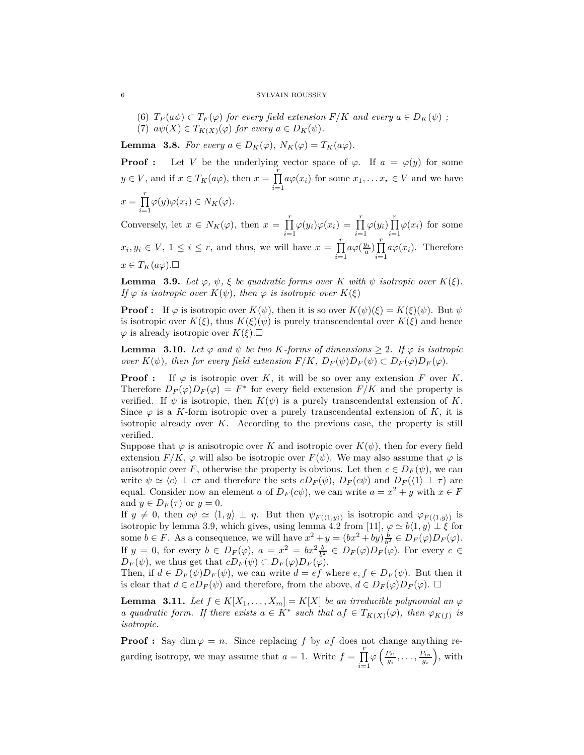(6) $T_F(a\psi) \subset T_F(\varphi)$ *for every field extension* $F/K$ *and every* $a \in D_K(\psi)$ *;*
(7) $a\psi(X) \in T_{K(X)}(\varphi)$ *for every* $a \in D_K(\psi)$.

**Lemma 3.8.** *For every* $a \in D_K(\varphi)$, $N_K(\varphi) = T_K(a\varphi)$.

**Proof :** Let $V$ be the underlying vector space of $\varphi$. If $a = \varphi(y)$ for some $y \in V$, and if $x \in T_K(a\varphi)$, then $x = \prod_{i=1}^{r} a\varphi(x_i)$ for some $x_1, \dots x_r \in V$ and we have $x = \prod_{i=1}^{r} \varphi(y)\varphi(x_i) \in N_K(\varphi)$.
Conversely, let $x \in N_K(\varphi)$, then $x = \prod_{i=1}^{r} \varphi(y_i)\varphi(x_i) = \prod_{i=1}^{r} \varphi(y_i) \prod_{i=1}^{r} \varphi(x_i)$ for some $x_i, y_i \in V$, $1 \leq i \leq r$, and thus, we will have $x = \prod_{i=1}^{r} a\varphi(\frac{y_i}{a}) \prod_{i=1}^{r} a\varphi(x_i)$. Therefore $x \in T_K(a\varphi)$.$\square$

**Lemma 3.9.** *Let* $\varphi$, $\psi$, $\xi$ *be quadratic forms over* $K$ *with* $\psi$ *isotropic over* $K(\xi)$. *If* $\varphi$ *is isotropic over* $K(\psi)$, *then* $\varphi$ *is isotropic over* $K(\xi)$

**Proof :** If $\varphi$ is isotropic over $K(\psi)$, then it is so over $K(\psi)(\xi) = K(\xi)(\psi)$. But $\psi$ is isotropic over $K(\xi)$, thus $K(\xi)(\psi)$ is purely transcendental over $K(\xi)$ and hence $\varphi$ is already isotropic over $K(\xi)$.$\square$

**Lemma 3.10.** *Let* $\varphi$ *and* $\psi$ *be two* $K$*-forms of dimensions* $\geq 2$. *If* $\varphi$ *is isotropic over* $K(\psi)$, *then for every field extension* $F/K$, $D_F(\psi)D_F(\psi) \subset D_F(\varphi)D_F(\varphi)$.

**Proof :** If $\varphi$ is isotropic over $K$, it will be so over any extension $F$ over $K$. Therefore $D_F(\varphi)D_F(\varphi) = F^*$ for every field extension $F/K$ and the property is verified. If $\psi$ is isotropic, then $K(\psi)$ is a purely transcendental extension of $K$. Since $\varphi$ is a $K$-form isotropic over a purely transcendental extension of $K$, it is isotropic already over $K$. According to the previous case, the property is still verified.
Suppose that $\varphi$ is anisotropic over $K$ and isotropic over $K(\psi)$, then for every field extension $F/K$, $\varphi$ will also be isotropic over $F(\psi)$. We may also assume that $\varphi$ is anisotropic over $F$, otherwise the property is obvious. Let then $c \in D_F(\psi)$, we can write $\psi \simeq \langle c \rangle \perp c\tau$ and therefore the sets $cD_F(\psi)$, $D_F(c\psi)$ and $D_F(\langle 1 \rangle \perp \tau)$ are equal. Consider now an element $a$ of $D_F(c\psi)$, we can write $a = x^2 + y$ with $x \in F$ and $y \in D_F(\tau)$ or $y = 0$.
If $y \neq 0$, then $c\psi \simeq \langle 1, y \rangle \perp \eta$. But then $\psi_{F(\langle 1,y \rangle)}$ is isotropic and $\varphi_{F(\langle 1,y \rangle)}$ is isotropic by lemma 3.9, which gives, using lemma 4.2 from [11], $\varphi \simeq b\langle 1, y \rangle \perp \xi$ for some $b \in F$. As a consequence, we will have $x^2 + y = (bx^2 + by)\frac{b}{b^2} \in D_F(\varphi)D_F(\varphi)$.
If $y = 0$, for every $b \in D_F(\varphi)$, $a = x^2 = bx^2\frac{b}{b^2} \in D_F(\varphi)D_F(\varphi)$. For every $c \in D_F(\psi)$, we thus get that $cD_F(\psi) \subset D_F(\varphi)D_F(\varphi)$.
Then, if $d \in D_F(\psi)D_F(\psi)$, we can write $d = ef$ where $e, f \in D_F(\psi)$. But then it is clear that $d \in eD_F(\psi)$ and therefore, from the above, $d \in D_F(\varphi)D_F(\varphi)$. $\square$

**Lemma 3.11.** *Let* $f \in K[X_1, \dots, X_m] = K[X]$ *be an irreducible polynomial an* $\varphi$ *a quadratic form. If there exists* $a \in K^*$ *such that* $af \in T_{K(X)}(\varphi)$, *then* $\varphi_{K(f)}$ *is isotropic.*

**Proof :** Say $\dim \varphi = n$. Since replacing $f$ by $af$ does not change anything regarding isotropy, we may assume that $a = 1$. Write $f = \prod_{i=1}^{r} \varphi\left(\frac{P_{i1}}{g_i}, \dots, \frac{P_{in}}{g_i}\right)$, with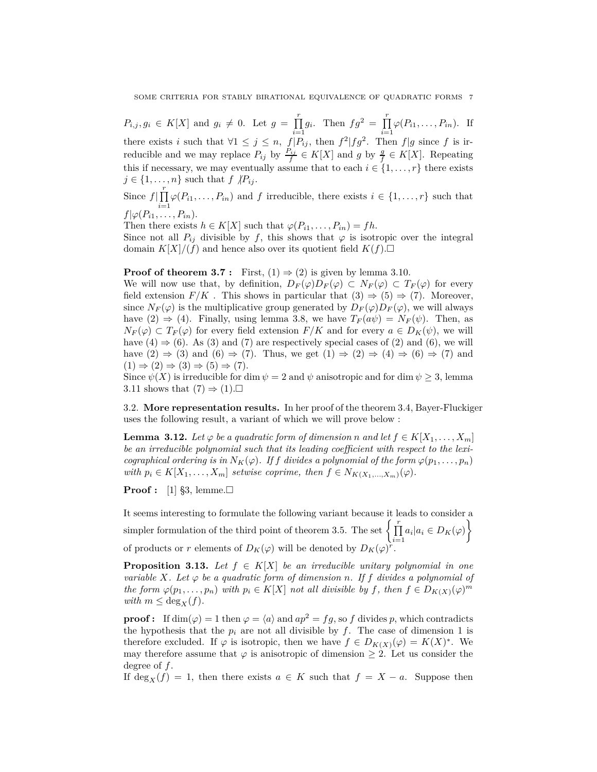$P_{i,j}, g_i \in K[X]$ and $g_i \neq 0$. Let $g = \prod_{i=1}^{r} g_i$. Then $fg^2 = \prod_{i=1}^{r} \varphi(P_{i1}, \ldots, P_{in})$. If there exists $i$ such that $\forall 1 \leq j \leq n$, $f|P_{ij}$, then $f^2|fg^2$. Then $f|g$ since $f$ is irreducible and we may replace $P_{ij}$ by $\frac{P_{ij}}{f} \in K[X]$ and $g$ by $\frac{g}{f} \in K[X]$. Repeating this if necessary, we may eventually assume that to each $i \in \{1, \ldots, r\}$ there exists $j \in \{1, \ldots, n\}$ such that $f \not| P_{ij}$.

Since $f | \prod_{i=1}^{r} \varphi(P_{i1}, \ldots, P_{in})$ and $f$ irreducible, there exists $i \in \{1, \ldots, r\}$ such that $f | \varphi(P_{i1}, \ldots, P_{in})$.

Then there exists $h \in K[X]$ such that $\varphi(P_{i1}, \ldots, P_{in}) = fh$.

Since not all $P_{ij}$ divisible by $f$, this shows that $\varphi$ is isotropic over the integral domain $K[X]/(f)$ and hence also over its quotient field $K(f)$.□

**Proof of theorem 3.7 :** First, (1) $\Rightarrow$ (2) is given by lemma 3.10.

We will now use that, by definition, $D_F(\varphi)D_F(\varphi) \subset N_F(\varphi) \subset T_F(\varphi)$ for every field extension $F/K$ . This shows in particular that (3) $\Rightarrow$ (5) $\Rightarrow$ (7). Moreover, since $N_F(\varphi)$ is the multiplicative group generated by $D_F(\varphi)D_F(\varphi)$, we will always have (2) $\Rightarrow$ (4). Finally, using lemma 3.8, we have $T_F(a\psi) = N_F(\psi)$. Then, as $N_F(\varphi) \subset T_F(\varphi)$ for every field extension $F/K$ and for every $a \in D_K(\psi)$, we will have (4) $\Rightarrow$ (6). As (3) and (7) are respectively special cases of (2) and (6), we will have (2) $\Rightarrow$ (3) and (6) $\Rightarrow$ (7). Thus, we get (1) $\Rightarrow$ (2) $\Rightarrow$ (4) $\Rightarrow$ (6) $\Rightarrow$ (7) and (1) $\Rightarrow$ (2) $\Rightarrow$ (3) $\Rightarrow$ (5) $\Rightarrow$ (7).

Since $\psi(X)$ is irreducible for $\dim\psi = 2$ and $\psi$ anisotropic and for $\dim\psi \geq 3$, lemma 3.11 shows that (7) $\Rightarrow$ (1).□

3.2. **More representation results.** In her proof of the theorem 3.4, Bayer-Fluckiger uses the following result, a variant of which we will prove below :

**Lemma 3.12.** *Let $\varphi$ be a quadratic form of dimension $n$ and let $f \in K[X_1, \ldots, X_m]$ be an irreducible polynomial such that its leading coefficient with respect to the lexicographical ordering is in $N_K(\varphi)$. If $f$ divides a polynomial of the form $\varphi(p_1, \ldots, p_n)$ with $p_i \in K[X_1, \ldots, X_m]$ setwise coprime, then $f \in N_{K(X_1,\ldots,X_m)}(\varphi)$.*

**Proof :** [1] §3, lemme.□

It seems interesting to formulate the following variant because it leads to consider a simpler formulation of the third point of theorem 3.5. The set $\left\{\prod_{i=1}^{r} a_i | a_i \in D_K(\varphi)\right\}$ of products or $r$ elements of $D_K(\varphi)$ will be denoted by $D_K(\varphi)^r$.

**Proposition 3.13.** *Let $f \in K[X]$ be an irreducible unitary polynomial in one variable $X$. Let $\varphi$ be a quadratic form of dimension $n$. If $f$ divides a polynomial of the form $\varphi(p_1, \ldots, p_n)$ with $p_i \in K[X]$ not all divisible by $f$, then $f \in D_{K(X)}(\varphi)^m$ with $m \leq \deg_X(f)$.*

**proof :** If $\dim(\varphi) = 1$ then $\varphi = \langle a \rangle$ and $ap^2 = fg$, so $f$ divides $p$, which contradicts the hypothesis that the $p_i$ are not all divisible by $f$. The case of dimension 1 is therefore excluded. If $\varphi$ is isotropic, then we have $f \in D_{K(X)}(\varphi) = K(X)^*$. We may therefore assume that $\varphi$ is anisotropic of dimension $\geq 2$. Let us consider the degree of $f$.

If $\deg_X(f) = 1$, then there exists $a \in K$ such that $f = X - a$. Suppose then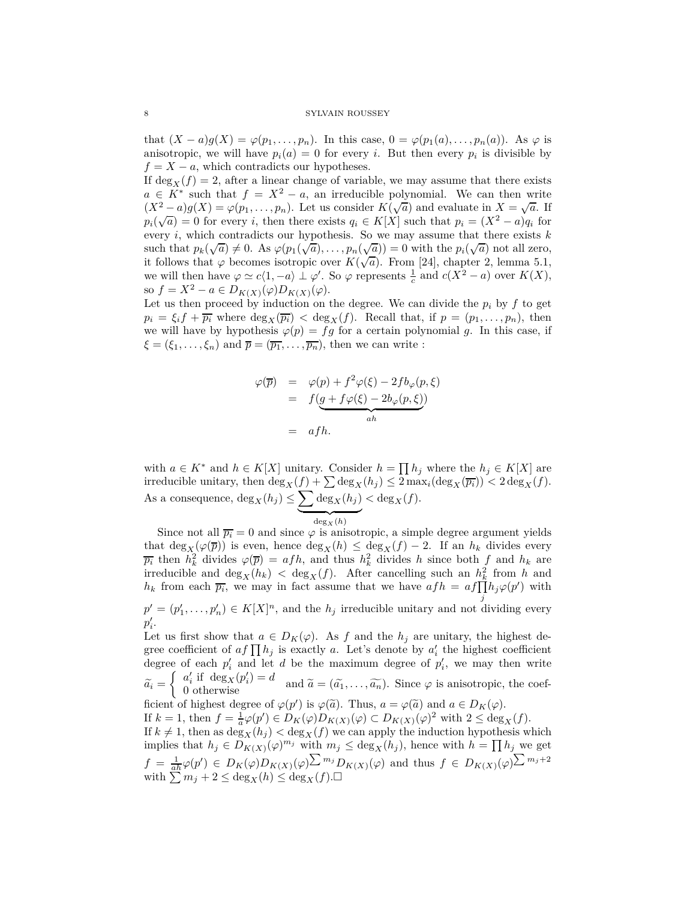that $(X-a)g(X) = \varphi(p_1, \ldots, p_n)$. In this case, $0 = \varphi(p_1(a), \ldots, p_n(a))$. As $\varphi$ is anisotropic, we will have $p_i(a) = 0$ for every $i$. But then every $p_i$ is divisible by $f = X - a$, which contradicts our hypotheses.

If $\deg_X(f) = 2$, after a linear change of variable, we may assume that there exists $a \in K^*$ such that $f = X^2 - a$, an irreducible polynomial. We can then write $(X^2 - a)g(X) = \varphi(p_1, \ldots, p_n)$. Let us consider $K(\sqrt{a})$ and evaluate in $X = \sqrt{a}$. If $p_i(\sqrt{a}) = 0$ for every $i$, then there exists $q_i \in K[X]$ such that $p_i = (X^2 - a)q_i$ for every $i$, which contradicts our hypothesis. So we may assume that there exists $k$ such that $p_k(\sqrt{a}) \neq 0$. As $\varphi(p_1(\sqrt{a}), \ldots, p_n(\sqrt{a})) = 0$ with the $p_i(\sqrt{a})$ not all zero, it follows that $\varphi$ becomes isotropic over $K(\sqrt{a})$. From [24], chapter 2, lemma 5.1, we will then have $\varphi \simeq c\langle 1, -a\rangle \perp \varphi'$. So $\varphi$ represents $\frac{1}{c}$ and $c(X^2 - a)$ over $K(X)$, so $f = X^2 - a \in D_{K(X)}(\varphi)D_{K(X)}(\varphi)$.

Let us then proceed by induction on the degree. We can divide the $p_i$ by $f$ to get $p_i = \xi_i f + \overline{p_i}$ where $\deg_X(\overline{p_i}) < \deg_X(f)$. Recall that, if $p = (p_1, \ldots, p_n)$, then we will have by hypothesis $\varphi(p) = fg$ for a certain polynomial $g$. In this case, if $\xi = (\xi_1, \ldots, \xi_n)$ and $\overline{p} = (\overline{p_1}, \ldots, \overline{p_n})$, then we can write :

$$
\begin{aligned}
\varphi(\overline{p}) &= \varphi(p) + f^2\varphi(\xi) - 2fb_\varphi(p, \xi) \\
&= f(\underbrace{g + f\varphi(\xi) - 2b_\varphi(p, \xi)}_{ah}) \\
&= afh.
\end{aligned}
$$

with $a \in K^*$ and $h \in K[X]$ unitary. Consider $h = \prod h_j$ where the $h_j \in K[X]$ are irreducible unitary, then $\deg_X(f) + \sum \deg_X(h_j) \leq 2\max_i(\deg_X(\overline{p_i})) < 2\deg_X(f)$. As a consequence, $\deg_X(h_j) \leq \underbrace{\sum \deg_X(h_j)}_{\deg_X(h)} < \deg_X(f)$.

Since not all $\overline{p_i} = 0$ and since $\varphi$ is anisotropic, a simple degree argument yields that $\deg_X(\varphi(\overline{p}))$ is even, hence $\deg_X(h) \leq \deg_X(f) - 2$. If an $h_k$ divides every $\overline{p_i}$ then $h_k^2$ divides $\varphi(\overline{p}) = afh$, and thus $h_k^2$ divides $h$ since both $f$ and $h_k$ are irreducible and $\deg_X(h_k) < \deg_X(f)$. After cancelling such an $h_k^2$ from $h$ and $h_k$ from each $\overline{p_i}$, we may in fact assume that we have $afh = af\prod_j h_j \varphi(p')$ with $p' = (p'_1, \ldots, p'_n) \in K[X]^n$, and the $h_j$ irreducible unitary and not dividing every $p'_i$.

Let us first show that $a \in D_K(\varphi)$. As $f$ and the $h_j$ are unitary, the highest degree coefficient of $af\prod h_j$ is exactly $a$. Let's denote by $a'_i$ the highest coefficient degree of each $p'_i$ and let $d$ be the maximum degree of $p'_i$, we may then write $\widetilde{a}_i = \begin{cases} a'_i \text{ if } \deg_X(p'_i) = d \\ 0 \text{ otherwise} \end{cases}$ and $\widetilde{a} = (\widetilde{a_1}, \ldots, \widetilde{a_n})$. Since $\varphi$ is anisotropic, the coefficient of highest degree of $\varphi(p')$ is $\varphi(\widetilde{a})$. Thus, $a = \varphi(\widetilde{a})$ and $a \in D_K(\varphi)$.

If $k = 1$, then $f = \frac{1}{a}\varphi(p') \in D_K(\varphi)D_{K(X)}(\varphi) \subset D_{K(X)}(\varphi)^2$ with $2 \leq \deg_X(f)$.

If $k \neq 1$, then as $\deg_X(h_j) < \deg_X(f)$ we can apply the induction hypothesis which implies that $h_j \in D_{K(X)}(\varphi)^{m_j}$ with $m_j \leq \deg_X(h_j)$, hence with $h = \prod h_j$ we get $f = \frac{1}{ah}\varphi(p') \in D_K(\varphi)D_{K(X)}(\varphi)^{\sum m_j}D_{K(X)}(\varphi)$ and thus $f \in D_{K(X)}(\varphi)^{\sum m_j + 2}$ with $\sum m_j + 2 \leq \deg_X(h) \leq \deg_X(f)$.□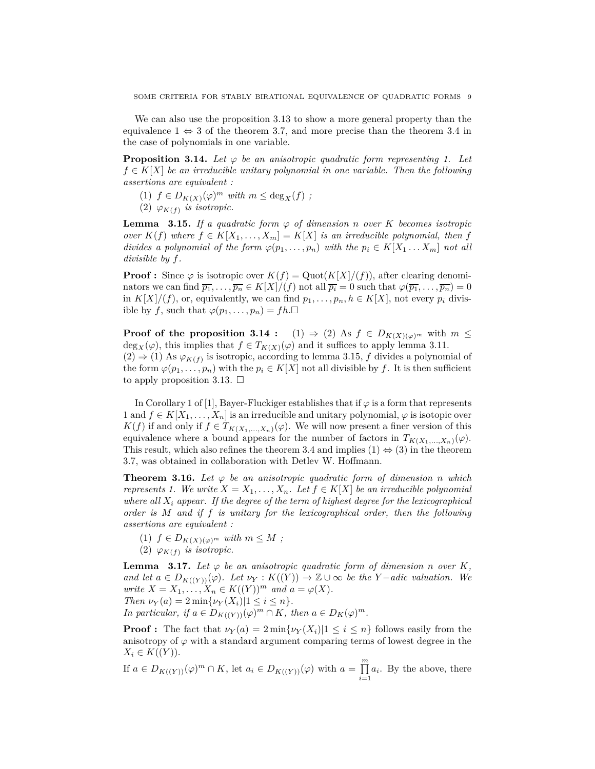We can also use the proposition 3.13 to show a more general property than the equivalence $1 \Leftrightarrow 3$ of the theorem 3.7, and more precise than the theorem 3.4 in the case of polynomials in one variable.

**Proposition 3.14.** *Let $\varphi$ be an anisotropic quadratic form representing 1. Let $f \in K[X]$ be an irreducible unitary polynomial in one variable. Then the following assertions are equivalent :*

1. *$f \in D_{K(X)}(\varphi)^m$ with $m \leq \deg_X(f)$ ;*
2. *$\varphi_{K(f)}$ is isotropic.*

**Lemma 3.15.** *If a quadratic form $\varphi$ of dimension $n$ over $K$ becomes isotropic over $K(f)$ where $f \in K[X_1, \dots, X_m] = K[X]$ is an irreducible polynomial, then $f$ divides a polynomial of the form $\varphi(p_1, \dots, p_n)$ with the $p_i \in K[X_1 \dots X_m]$ not all divisible by $f$.*

**Proof :** Since $\varphi$ is isotropic over $K(f) = \mathrm{Quot}(K[X]/(f))$, after clearing denominators we can find $\overline{p_1}, \dots, \overline{p_n} \in K[X]/(f)$ not all $\overline{p_i} = 0$ such that $\varphi(\overline{p_1}, \dots, \overline{p_n}) = 0$ in $K[X]/(f)$, or, equivalently, we can find $p_1, \dots, p_n, h \in K[X]$, not every $p_i$ divisible by $f$, such that $\varphi(p_1, \dots, p_n) = fh$.□

**Proof of the proposition 3.14 :** (1) $\Rightarrow$ (2) As $f \in D_{K(X)(\varphi)^m}$ with $m \leq \deg_X(\varphi)$, this implies that $f \in T_{K(X)}(\varphi)$ and it suffices to apply lemma 3.11.
(2) $\Rightarrow$ (1) As $\varphi_{K(f)}$ is isotropic, according to lemma 3.15, $f$ divides a polynomial of the form $\varphi(p_1, \dots, p_n)$ with the $p_i \in K[X]$ not all divisible by $f$. It is then sufficient to apply proposition 3.13. □

In Corollary 1 of [1], Bayer-Fluckiger establishes that if $\varphi$ is a form that represents 1 and $f \in K[X_1, \dots, X_n]$ is an irreducible and unitary polynomial, $\varphi$ is isotopic over $K(f)$ if and only if $f \in T_{K(X_1,\dots,X_n)}(\varphi)$. We will now present a finer version of this equivalence where a bound appears for the number of factors in $T_{K(X_1,\dots,X_n)}(\varphi)$. This result, which also refines the theorem 3.4 and implies (1) $\Leftrightarrow$ (3) in the theorem 3.7, was obtained in collaboration with Detlev W. Hoffmann.

**Theorem 3.16.** *Let $\varphi$ be an anisotropic quadratic form of dimension $n$ which represents 1. We write $X = X_1, \dots, X_n$. Let $f \in K[X]$ be an irreducible polynomial where all $X_i$ appear. If the degree of the term of highest degree for the lexicographical order is $M$ and if $f$ is unitary for the lexicographical order, then the following assertions are equivalent :*

1. *$f \in D_{K(X)(\varphi)^m}$ with $m \leq M$ ;*
2. *$\varphi_{K(f)}$ is isotropic.*

**Lemma 3.17.** *Let $\varphi$ be an anisotropic quadratic form of dimension $n$ over $K$, and let $a \in D_{K((Y))}(\varphi)$. Let $\nu_Y : K((Y)) \to \mathbb{Z} \cup \infty$ be the $Y-$adic valuation. We write $X = X_1, \dots, X_n \in K((Y))^m$ and $a = \varphi(X)$.*
*Then $\nu_Y(a) = 2\min\{\nu_Y(X_i) | 1 \leq i \leq n\}$.*
*In particular, if $a \in D_{K((Y))}(\varphi)^m \cap K$, then $a \in D_K(\varphi)^m$.*

**Proof :** The fact that $\nu_Y(a) = 2\min\{\nu_Y(X_i) | 1 \leq i \leq n\}$ follows easily from the anisotropy of $\varphi$ with a standard argument comparing terms of lowest degree in the $X_i \in K((Y))$.

If $a \in D_{K((Y))}(\varphi)^m \cap K$, let $a_i \in D_{K((Y))}(\varphi)$ with $a = \prod_{i=1}^{m} a_i$. By the above, there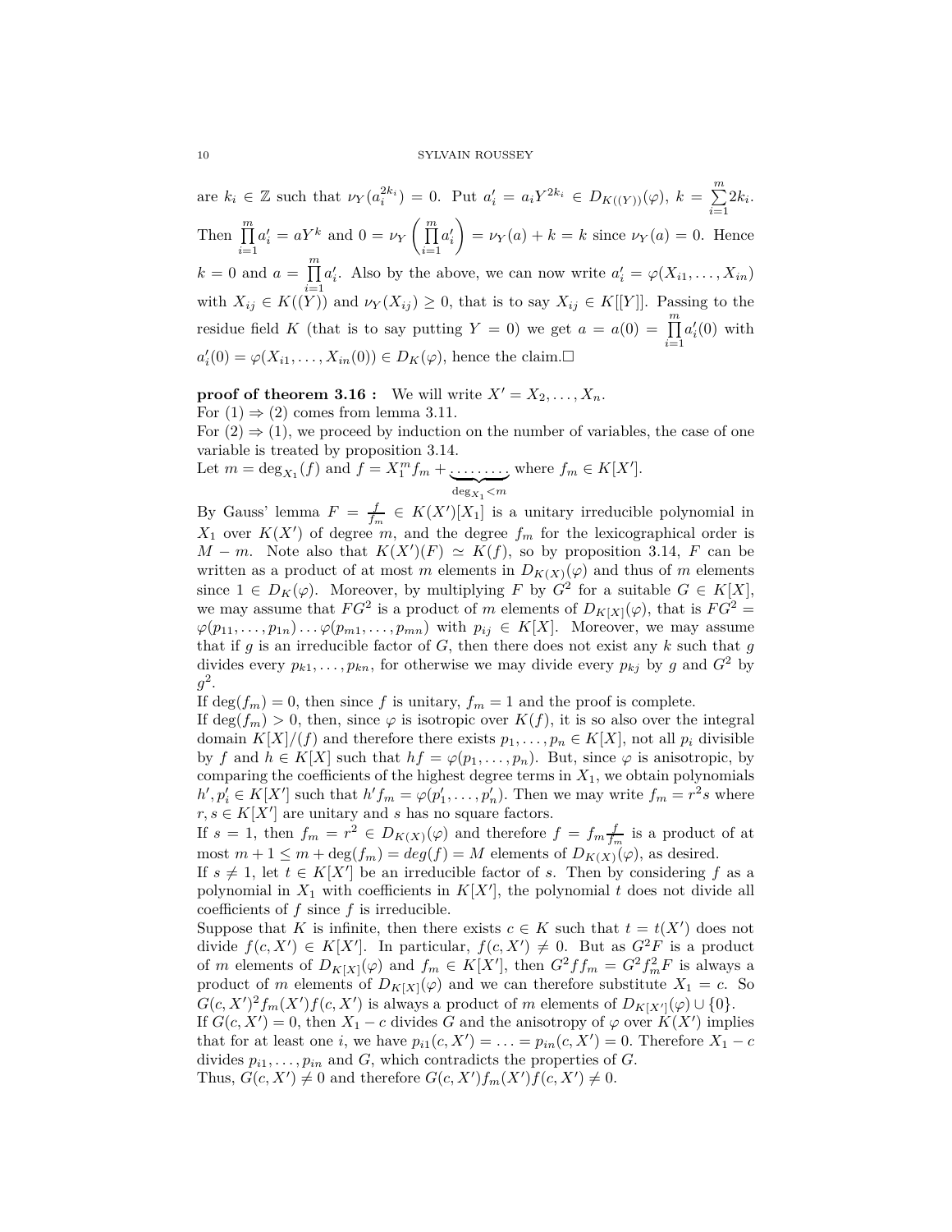are $k_i \in \mathbb{Z}$ such that $\nu_Y(a_i^{2k_i}) = 0$. Put $a_i' = a_i Y^{2k_i} \in D_{K((Y))}(\varphi)$, $k = \sum_{i=1}^{m} 2k_i$. Then $\prod_{i=1}^{m} a_i' = aY^k$ and $0 = \nu_Y\left(\prod_{i=1}^{m} a_i'\right) = \nu_Y(a) + k = k$ since $\nu_Y(a) = 0$. Hence $k = 0$ and $a = \prod_{i=1}^{m} a_i'$. Also by the above, we can now write $a_i' = \varphi(X_{i1}, \dots, X_{in})$ with $X_{ij} \in K((Y))$ and $\nu_Y(X_{ij}) \geq 0$, that is to say $X_{ij} \in K[[Y]]$. Passing to the residue field $K$ (that is to say putting $Y = 0$) we get $a = a(0) = \prod_{i=1}^{m} a_i'(0)$ with $a_i'(0) = \varphi(X_{i1}, \dots, X_{in}(0)) \in D_K(\varphi)$, hence the claim.□

**proof of theorem 3.16 :** We will write $X' = X_2, \dots, X_n$.
For $(1) \Rightarrow (2)$ comes from lemma 3.11.
For $(2) \Rightarrow (1)$, we proceed by induction on the number of variables, the case of one variable is treated by proposition 3.14.
Let $m = \deg_{X_1}(f)$ and $f = X_1^m f_m + \underbrace{\dots\dots\dots}_{\deg_{X_1} < m}$ where $f_m \in K[X']$.

By Gauss' lemma $F = \frac{f}{f_m} \in K(X')[X_1]$ is a unitary irreducible polynomial in $X_1$ over $K(X')$ of degree $m$, and the degree $f_m$ for the lexicographical order is $M - m$. Note also that $K(X')(F) \simeq K(f)$, so by proposition 3.14, $F$ can be written as a product of at most $m$ elements in $D_{K(X)}(\varphi)$ and thus of $m$ elements since $1 \in D_K(\varphi)$. Moreover, by multiplying $F$ by $G^2$ for a suitable $G \in K[X]$, we may assume that $FG^2$ is a product of $m$ elements of $D_{K[X]}(\varphi)$, that is $FG^2 = \varphi(p_{11}, \dots, p_{1n}) \dots \varphi(p_{m1}, \dots, p_{mn})$ with $p_{ij} \in K[X]$. Moreover, we may assume that if $g$ is an irreducible factor of $G$, then there does not exist any $k$ such that $g$ divides every $p_{k1}, \dots, p_{kn}$, for otherwise we may divide every $p_{kj}$ by $g$ and $G^2$ by $g^2$.

If $\deg(f_m) = 0$, then since $f$ is unitary, $f_m = 1$ and the proof is complete.
If $\deg(f_m) > 0$, then, since $\varphi$ is isotropic over $K(f)$, it is so also over the integral domain $K[X]/(f)$ and therefore there exists $p_1, \dots, p_n \in K[X]$, not all $p_i$ divisible by $f$ and $h \in K[X]$ such that $hf = \varphi(p_1, \dots, p_n)$. But, since $\varphi$ is anisotropic, by comparing the coefficients of the highest degree terms in $X_1$, we obtain polynomials $h', p_i' \in K[X']$ such that $h' f_m = \varphi(p_1', \dots, p_n')$. Then we may write $f_m = r^2 s$ where $r, s \in K[X']$ are unitary and $s$ has no square factors.
If $s = 1$, then $f_m = r^2 \in D_{K(X)}(\varphi)$ and therefore $f = f_m \frac{f}{f_m}$ is a product of at most $m + 1 \leq m + \deg(f_m) = deg(f) = M$ elements of $D_{K(X)}(\varphi)$, as desired.
If $s \neq 1$, let $t \in K[X']$ be an irreducible factor of $s$. Then by considering $f$ as a polynomial in $X_1$ with coefficients in $K[X']$, the polynomial $t$ does not divide all coefficients of $f$ since $f$ is irreducible.
Suppose that $K$ is infinite, then there exists $c \in K$ such that $t = t(X')$ does not divide $f(c, X') \in K[X']$. In particular, $f(c, X') \neq 0$. But as $G^2 F$ is a product of $m$ elements of $D_{K[X]}(\varphi)$ and $f_m \in K[X']$, then $G^2 f f_m = G^2 f_m^2 F$ is always a product of $m$ elements of $D_{K[X]}(\varphi)$ and we can therefore substitute $X_1 = c$. So $G(c, X')^2 f_m(X') f(c, X')$ is always a product of $m$ elements of $D_{K[X']}(\varphi) \cup \{0\}$.
If $G(c, X') = 0$, then $X_1 - c$ divides $G$ and the anisotropy of $\varphi$ over $K(X')$ implies that for at least one $i$, we have $p_{i1}(c, X') = \dots = p_{in}(c, X') = 0$. Therefore $X_1 - c$ divides $p_{i1}, \dots, p_{in}$ and $G$, which contradicts the properties of $G$.
Thus, $G(c, X') \neq 0$ and therefore $G(c, X') f_m(X') f(c, X') \neq 0$.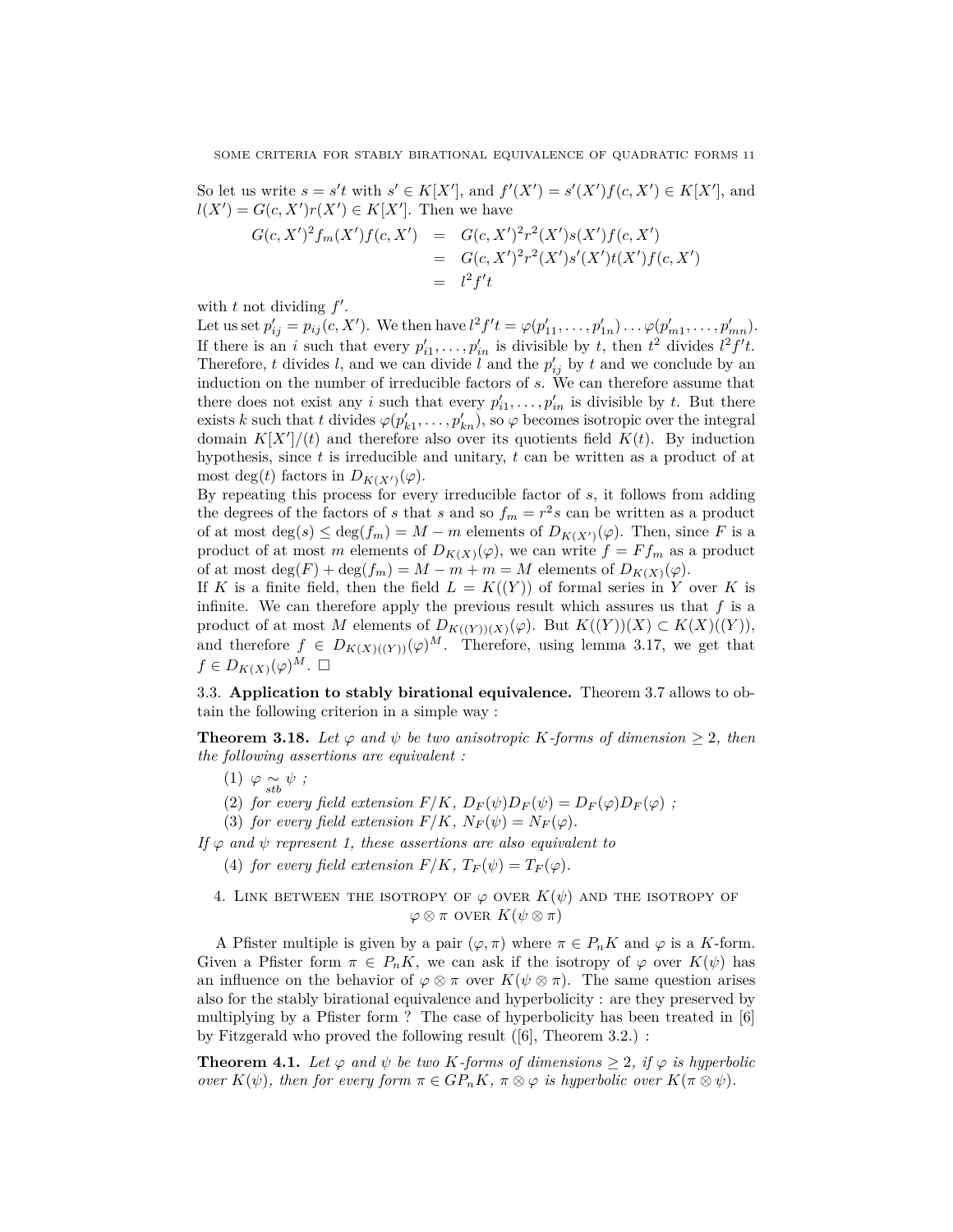So let us write $s = s't$ with $s' \in K[X']$, and $f'(X') = s'(X')f(c, X') \in K[X']$, and $l(X') = G(c, X')r(X') \in K[X']$. Then we have

$$
\begin{aligned}
G(c, X')^2 f_m(X') f(c, X') &= G(c, X')^2 r^2(X') s(X') f(c, X') \\
&= G(c, X')^2 r^2(X') s'(X') t(X') f(c, X') \\
&= l^2 f' t
\end{aligned}
$$

with $t$ not dividing $f'$.

Let us set $p'_{ij} = p_{ij}(c, X')$. We then have $l^2 f' t = \varphi(p'_{11}, \ldots, p'_{1n}) \ldots \varphi(p'_{m1}, \ldots, p'_{mn})$. If there is an $i$ such that every $p'_{i1}, \ldots, p'_{in}$ is divisible by $t$, then $t^2$ divides $l^2 f' t$. Therefore, $t$ divides $l$, and we can divide $l$ and the $p'_{ij}$ by $t$ and we conclude by an induction on the number of irreducible factors of $s$. We can therefore assume that there does not exist any $i$ such that every $p'_{i1}, \ldots, p'_{in}$ is divisible by $t$. But there exists $k$ such that $t$ divides $\varphi(p'_{k1}, \ldots, p'_{kn})$, so $\varphi$ becomes isotropic over the integral domain $K[X']/(t)$ and therefore also over its quotients field $K(t)$. By induction hypothesis, since $t$ is irreducible and unitary, $t$ can be written as a product of at most $\deg(t)$ factors in $D_{K(X')}(\varphi)$.

By repeating this process for every irreducible factor of $s$, it follows from adding the degrees of the factors of $s$ that $s$ and so $f_m = r^2 s$ can be written as a product of at most $\deg(s) \leq \deg(f_m) = M - m$ elements of $D_{K(X')}(\varphi)$. Then, since $F$ is a product of at most $m$ elements of $D_{K(X)}(\varphi)$, we can write $f = F f_m$ as a product of at most $\deg(F) + \deg(f_m) = M - m + m = M$ elements of $D_{K(X)}(\varphi)$.

If $K$ is a finite field, then the field $L = K((Y))$ of formal series in $Y$ over $K$ is infinite. We can therefore apply the previous result which assures us that $f$ is a product of at most $M$ elements of $D_{K((Y))(X)}(\varphi)$. But $K((Y))(X) \subset K(X)((Y))$, and therefore $f \in D_{K(X)((Y))}(\varphi)^M$. Therefore, using lemma 3.17, we get that $f \in D_{K(X)}(\varphi)^M$. □

## 3.3. Application to stably birational equivalence.

Theorem 3.7 allows to obtain the following criterion in a simple way :

**Theorem 3.18.** *Let $\varphi$ and $\psi$ be two anisotropic $K$-forms of dimension $\geq 2$, then the following assertions are equivalent :*

1. $\varphi \underset{stb}{\sim} \psi$ *;*
2. *for every field extension $F/K$, $D_F(\psi)D_F(\psi) = D_F(\varphi)D_F(\varphi)$ ;*
3. *for every field extension $F/K$, $N_F(\psi) = N_F(\varphi)$.*

*If $\varphi$ and $\psi$ represent 1, these assertions are also equivalent to*

4. *for every field extension $F/K$, $T_F(\psi) = T_F(\varphi)$.*

# 4. Link between the isotropy of $\varphi$ over $K(\psi)$ and the isotropy of $\varphi \otimes \pi$ over $K(\psi \otimes \pi)$

A Pfister multiple is given by a pair $(\varphi, \pi)$ where $\pi \in P_n K$ and $\varphi$ is a $K$-form. Given a Pfister form $\pi \in P_n K$, we can ask if the isotropy of $\varphi$ over $K(\psi)$ has an influence on the behavior of $\varphi \otimes \pi$ over $K(\psi \otimes \pi)$. The same question arises also for the stably birational equivalence and hyperbolicity : are they preserved by multiplying by a Pfister form ? The case of hyperbolicity has been treated in [6] by Fitzgerald who proved the following result ([6], Theorem 3.2.) :

**Theorem 4.1.** *Let $\varphi$ and $\psi$ be two $K$-forms of dimensions $\geq 2$, if $\varphi$ is hyperbolic over $K(\psi)$, then for every form $\pi \in GP_n K$, $\pi \otimes \varphi$ is hyperbolic over $K(\pi \otimes \psi)$.*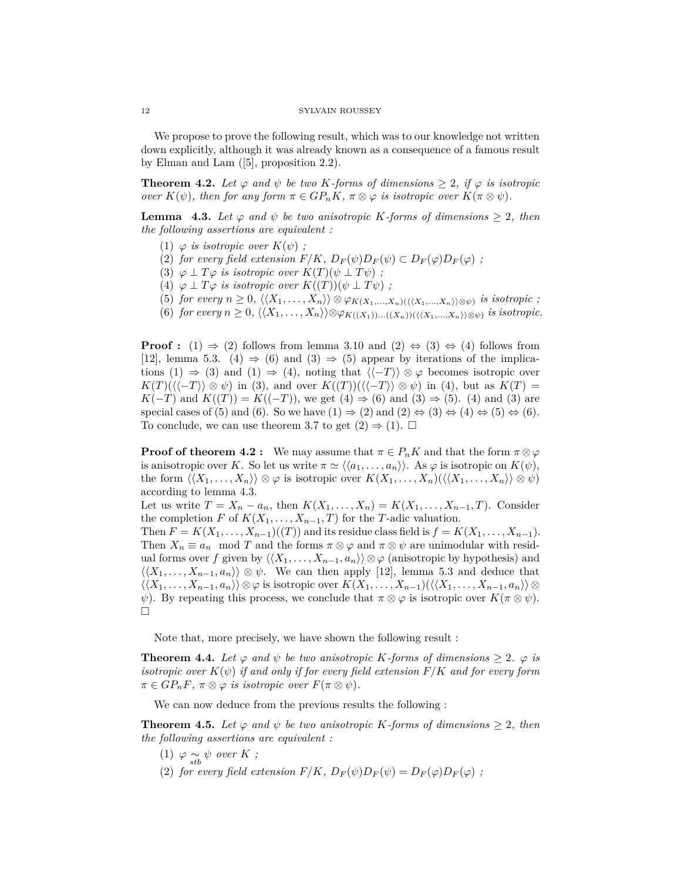We propose to prove the following result, which was to our knowledge not written down explicitly, although it was already known as a consequence of a famous result by Elman and Lam ([5], proposition 2.2).

**Theorem 4.2.** *Let $\varphi$ and $\psi$ be two $K$-forms of dimensions $\geq 2$, if $\varphi$ is isotropic over $K(\psi)$, then for any form $\pi \in GP_nK$, $\pi \otimes \varphi$ is isotropic over $K(\pi \otimes \psi)$.*

**Lemma 4.3.** *Let $\varphi$ and $\psi$ be two anisotropic $K$-forms of dimensions $\geq 2$, then the following assertions are equivalent :*

1. *$\varphi$ is isotropic over $K(\psi)$ ;*
2. *for every field extension $F/K$, $D_F(\psi)D_F(\psi) \subset D_F(\varphi)D_F(\varphi)$ ;*
3. *$\varphi \perp T\varphi$ is isotropic over $K(T)(\psi \perp T\psi)$ ;*
4. *$\varphi \perp T\varphi$ is isotropic over $K((T))(\psi \perp T\psi)$ ;*
5. *for every $n \geq 0$, $\langle\langle X_1, \ldots, X_n\rangle\rangle \otimes \varphi_{K(X_1,\ldots,X_n)(\langle\langle X_1,\ldots,X_n\rangle\rangle \otimes\psi)}$ is isotropic ;*
6. *for every $n \geq 0$, $\langle\langle X_1, \ldots, X_n\rangle\rangle \otimes \varphi_{K((X_1))\ldots((X_n))(\langle\langle X_1,\ldots,X_n\rangle\rangle\otimes\psi)}$ is isotropic.*

**Proof :** (1) $\Rightarrow$ (2) follows from lemma 3.10 and (2) $\Leftrightarrow$ (3) $\Leftrightarrow$ (4) follows from [12], lemma 5.3. (4) $\Rightarrow$ (6) and (3) $\Rightarrow$ (5) appear by iterations of the implications (1) $\Rightarrow$ (3) and (1) $\Rightarrow$ (4), noting that $\langle\langle -T\rangle\rangle \otimes \varphi$ becomes isotropic over $K(T)(\langle\langle -T\rangle\rangle \otimes \psi)$ in (3), and over $K((T))(\langle\langle -T\rangle\rangle \otimes \psi)$ in (4), but as $K(T) = K(-T)$ and $K((T)) = K((-T))$, we get (4) $\Rightarrow$ (6) and (3) $\Rightarrow$ (5). (4) and (3) are special cases of (5) and (6). So we have (1) $\Rightarrow$ (2) and (2) $\Leftrightarrow$ (3) $\Leftrightarrow$ (4) $\Leftrightarrow$ (5) $\Leftrightarrow$ (6). To conclude, we can use theorem 3.7 to get (2) $\Rightarrow$ (1). $\square$

**Proof of theorem 4.2 :** We may assume that $\pi \in P_nK$ and that the form $\pi \otimes \varphi$ is anisotropic over $K$. So let us write $\pi \simeq \langle\langle a_1, \ldots, a_n\rangle\rangle$. As $\varphi$ is isotropic on $K(\psi)$, the form $\langle\langle X_1, \ldots, X_n\rangle\rangle \otimes \varphi$ is isotropic over $K(X_1, \ldots, X_n)(\langle\langle X_1, \ldots, X_n\rangle\rangle \otimes \psi)$ according to lemma 4.3.
Let us write $T = X_n - a_n$, then $K(X_1, \ldots, X_n) = K(X_1, \ldots, X_{n-1}, T)$. Consider the completion $F$ of $K(X_1, \ldots, X_{n-1}, T)$ for the $T$-adic valuation.
Then $F = K(X_1, \ldots, X_{n-1})((T))$ and its residue class field is $f = K(X_1, \ldots, X_{n-1})$. Then $X_n \equiv a_n \mod T$ and the forms $\pi \otimes \varphi$ and $\pi \otimes \psi$ are unimodular with residual forms over $f$ given by $\langle\langle X_1, \ldots, X_{n-1}, a_n\rangle\rangle \otimes \varphi$ (anisotropic by hypothesis) and $\langle\langle X_1, \ldots, X_{n-1}, a_n\rangle\rangle \otimes \psi$. We can then apply [12], lemma 5.3 and deduce that $\langle\langle X_1, \ldots, X_{n-1}, a_n\rangle\rangle \otimes \varphi$ is isotropic over $K(X_1, \ldots, X_{n-1})(\langle\langle X_1, \ldots, X_{n-1}, a_n\rangle\rangle \otimes \psi)$. By repeating this process, we conclude that $\pi \otimes \varphi$ is isotropic over $K(\pi \otimes \psi)$. $\square$

Note that, more precisely, we have shown the following result :

**Theorem 4.4.** *Let $\varphi$ and $\psi$ be two anisotropic $K$-forms of dimensions $\geq 2$. $\varphi$ is isotropic over $K(\psi)$ if and only if for every field extension $F/K$ and for every form $\pi \in GP_nF$, $\pi \otimes \varphi$ is isotropic over $F(\pi \otimes \psi)$.*

We can now deduce from the previous results the following :

**Theorem 4.5.** *Let $\varphi$ and $\psi$ be two anisotropic $K$-forms of dimensions $\geq 2$, then the following assertions are equivalent :*

1. *$\varphi \underset{stb}{\sim} \psi$ over $K$ ;*
2. *for every field extension $F/K$, $D_F(\psi)D_F(\psi) = D_F(\varphi)D_F(\varphi)$ ;*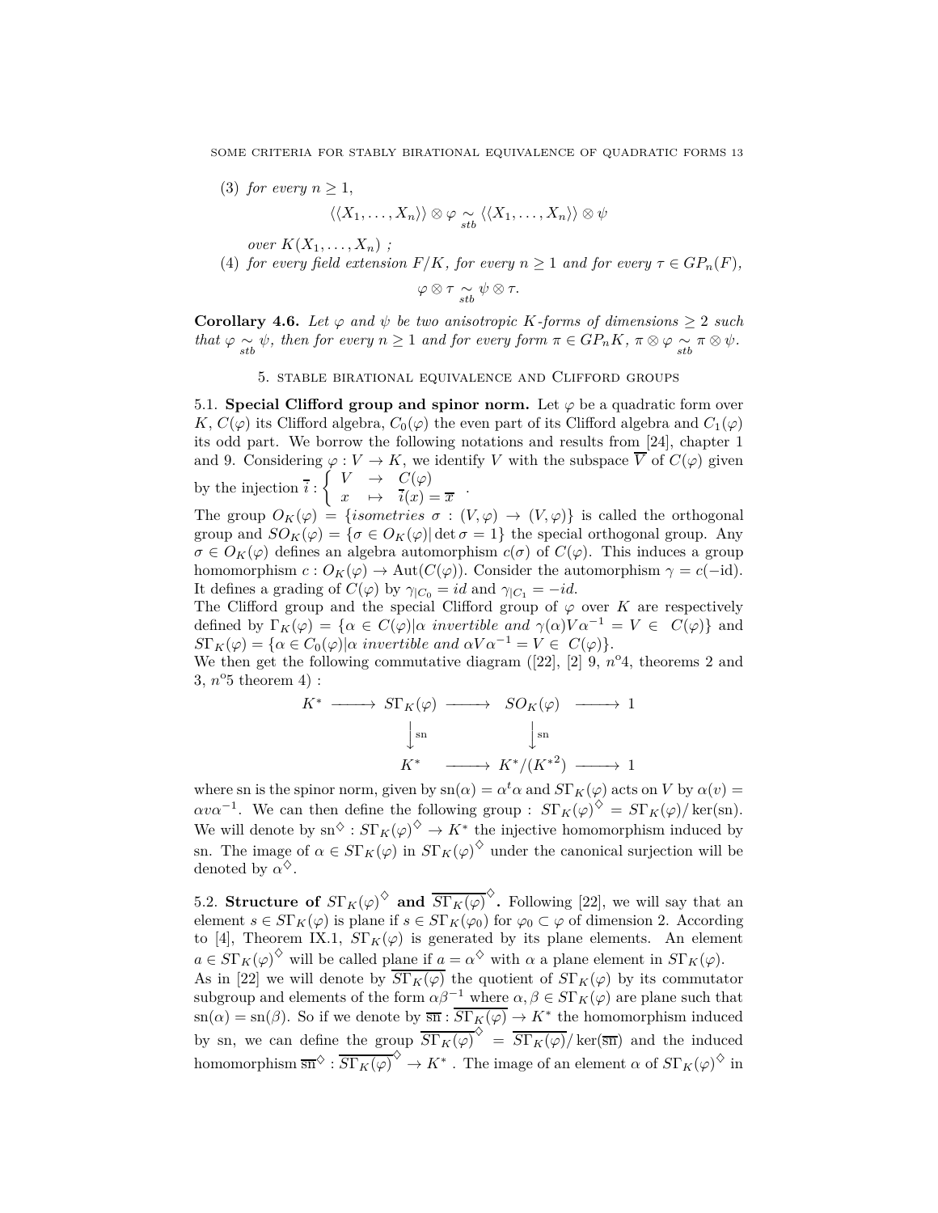(3) *for every* $n \geq 1$,

$$\langle\langle X_1, \ldots, X_n \rangle\rangle \otimes \varphi \underset{stb}{\sim} \langle\langle X_1, \ldots, X_n \rangle\rangle \otimes \psi$$

*over* $K(X_1, \ldots, X_n)$ *;*

(4) *for every field extension* $F/K$*, for every* $n \geq 1$ *and for every* $\tau \in GP_n(F)$*,*

$$\varphi \otimes \tau \underset{stb}{\sim} \psi \otimes \tau.$$

**Corollary 4.6.** *Let* $\varphi$ *and* $\psi$ *be two anisotropic* $K$*-forms of dimensions* $\geq 2$ *such that* $\varphi \underset{stb}{\sim} \psi$*, then for every* $n \geq 1$ *and for every form* $\pi \in GP_nK$*,* $\pi \otimes \varphi \underset{stb}{\sim} \pi \otimes \psi$*.*

## 5. Stable birational equivalence and Clifford groups

**5.1. Special Clifford group and spinor norm.** Let $\varphi$ be a quadratic form over $K$, $C(\varphi)$ its Clifford algebra, $C_0(\varphi)$ the even part of its Clifford algebra and $C_1(\varphi)$ its odd part. We borrow the following notations and results from [24], chapter 1 and 9. Considering $\varphi : V \to K$, we identify $V$ with the subspace $\overline{V}$ of $C(\varphi)$ given by the injection $\overline{i} : \left\{ \begin{array}{ccc} V & \to & C(\varphi) \\ x & \mapsto & \overline{i}(x) = \overline{x} \end{array} \right.$.

The group $O_K(\varphi) = \{isometries\ \sigma : (V, \varphi) \to (V, \varphi)\}$ is called the orthogonal group and $SO_K(\varphi) = \{\sigma \in O_K(\varphi) | \det \sigma = 1\}$ the special orthogonal group. Any $\sigma \in O_K(\varphi)$ defines an algebra automorphism $c(\sigma)$ of $C(\varphi)$. This induces a group homomorphism $c : O_K(\varphi) \to \mathrm{Aut}(C(\varphi))$. Consider the automorphism $\gamma = c(-\mathrm{id})$. It defines a grading of $C(\varphi)$ by $\gamma_{|C_0} = id$ and $\gamma_{|C_1} = -id$.

The Clifford group and the special Clifford group of $\varphi$ over $K$ are respectively defined by $\Gamma_K(\varphi) = \{\alpha \in C(\varphi) | \alpha\ invertible\ and\ \gamma(\alpha)V\alpha^{-1} = V \in\ C(\varphi)\}$ and $S\Gamma_K(\varphi) = \{\alpha \in C_0(\varphi) | \alpha\ invertible\ and\ \alpha V \alpha^{-1} = V \in\ C(\varphi)\}$.

We then get the following commutative diagram ([22], [2] 9, $n^o$4, theorems 2 and 3, $n^o$5 theorem 4) :

$$\begin{array}{ccccccc}
K^* & \longrightarrow & S\Gamma_K(\varphi) & \longrightarrow & SO_K(\varphi) & \longrightarrow & 1 \\
 & & \big\downarrow \mathrm{sn} & & \big\downarrow \mathrm{sn} & & \\
 & & K^* & \longrightarrow & K^*/(K^{*2}) & \longrightarrow & 1
\end{array}$$

where sn is the spinor norm, given by $\mathrm{sn}(\alpha) = \alpha^t\alpha$ and $S\Gamma_K(\varphi)$ acts on $V$ by $\alpha(v) = \alpha v \alpha^{-1}$. We can then define the following group : $S\Gamma_K(\varphi)^{\diamondsuit} = S\Gamma_K(\varphi)/\ker(\mathrm{sn})$. We will denote by $\mathrm{sn}^{\diamondsuit} : S\Gamma_K(\varphi)^{\diamondsuit} \to K^*$ the injective homomorphism induced by sn. The image of $\alpha \in S\Gamma_K(\varphi)$ in $S\Gamma_K(\varphi)^{\diamondsuit}$ under the canonical surjection will be denoted by $\alpha^{\diamondsuit}$.

**5.2. Structure of $S\Gamma_K(\varphi)^{\diamondsuit}$ and $\overline{S\Gamma_K(\varphi)}^{\diamondsuit}$.** Following [22], we will say that an element $s \in S\Gamma_K(\varphi)$ is plane if $s \in S\Gamma_K(\varphi_0)$ for $\varphi_0 \subset \varphi$ of dimension 2. According to [4], Theorem IX.1, $S\Gamma_K(\varphi)$ is generated by its plane elements. An element $a \in S\Gamma_K(\varphi)^{\diamondsuit}$ will be called plane if $a = \alpha^{\diamondsuit}$ with $\alpha$ a plane element in $S\Gamma_K(\varphi)$.

As in [22] we will denote by $\overline{S\Gamma_K(\varphi)}$ the quotient of $S\Gamma_K(\varphi)$ by its commutator subgroup and elements of the form $\alpha\beta^{-1}$ where $\alpha, \beta \in S\Gamma_K(\varphi)$ are plane such that $\mathrm{sn}(\alpha) = \mathrm{sn}(\beta)$. So if we denote by $\overline{\mathrm{sn}} : \overline{S\Gamma_K(\varphi)} \to K^*$ the homomorphism induced by sn, we can define the group $\overline{S\Gamma_K(\varphi)}^{\diamondsuit} = \overline{S\Gamma_K(\varphi)}/\ker(\overline{\mathrm{sn}})$ and the induced homomorphism $\overline{\mathrm{sn}}^{\diamondsuit} : \overline{S\Gamma_K(\varphi)}^{\diamondsuit} \to K^*$ . The image of an element $\alpha$ of $S\Gamma_K(\varphi)^{\diamondsuit}$ in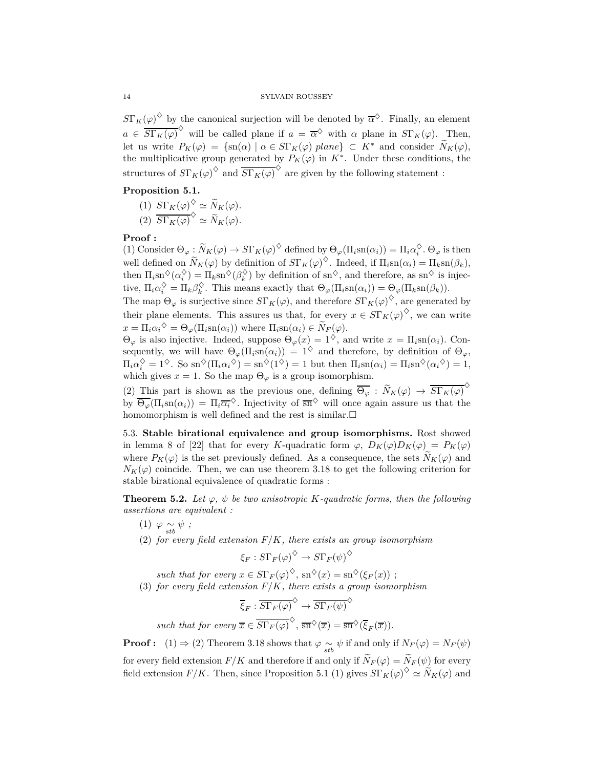$S\Gamma_K(\varphi)^{\diamondsuit}$ by the canonical surjection will be denoted by $\overline{\alpha}^{\diamondsuit}$. Finally, an element $a \in \overline{S\Gamma_K(\varphi)}^{\diamondsuit}$ will be called plane if $a = \overline{\alpha}^{\diamondsuit}$ with $\alpha$ plane in $S\Gamma_K(\varphi)$. Then, let us write $P_K(\varphi) = \{\mathrm{sn}(\alpha) \mid \alpha \in S\Gamma_K(\varphi) \textit{ plane}\} \subset K^*$ and consider $\widetilde{N}_K(\varphi)$, the multiplicative group generated by $P_K(\varphi)$ in $K^*$. Under these conditions, the structures of $S\Gamma_K(\varphi)^{\diamondsuit}$ and $\overline{S\Gamma_K(\varphi)}^{\diamondsuit}$ are given by the following statement :

**Proposition 5.1.**

1. $S\Gamma_K(\varphi)^{\diamondsuit} \simeq \widetilde{N}_K(\varphi)$.
2. $\overline{S\Gamma_K(\varphi)}^{\diamondsuit} \simeq \widetilde{N}_K(\varphi)$.

**Proof :**
(1) Consider $\Theta_\varphi : \widetilde{N}_K(\varphi) \to S\Gamma_K(\varphi)^{\diamondsuit}$ defined by $\Theta_\varphi(\Pi_i \mathrm{sn}(\alpha_i)) = \Pi_i \alpha_i^{\diamondsuit}$. $\Theta_\varphi$ is then well defined on $\widetilde{N}_K(\varphi)$ by definition of $S\Gamma_K(\varphi)^{\diamondsuit}$. Indeed, if $\Pi_i \mathrm{sn}(\alpha_i) = \Pi_k \mathrm{sn}(\beta_k)$, then $\Pi_i \mathrm{sn}^{\diamondsuit}(\alpha_i^{\diamondsuit}) = \Pi_k \mathrm{sn}^{\diamondsuit}(\beta_k^{\diamondsuit})$ by definition of $\mathrm{sn}^{\diamondsuit}$, and therefore, as $\mathrm{sn}^{\diamondsuit}$ is injective, $\Pi_i \alpha_i^{\diamondsuit} = \Pi_k \beta_k^{\diamondsuit}$. This means exactly that $\Theta_\varphi(\Pi_i \mathrm{sn}(\alpha_i)) = \Theta_\varphi(\Pi_k \mathrm{sn}(\beta_k))$.
The map $\Theta_\varphi$ is surjective since $S\Gamma_K(\varphi)$, and therefore $S\Gamma_K(\varphi)^{\diamondsuit}$, are generated by their plane elements. This assures us that, for every $x \in S\Gamma_K(\varphi)^{\diamondsuit}$, we can write $x = \Pi_i {\alpha_i}^{\diamondsuit} = \Theta_\varphi(\Pi_i \mathrm{sn}(\alpha_i))$ where $\Pi_i \mathrm{sn}(\alpha_i) \in \widetilde{N}_F(\varphi)$.
$\Theta_\varphi$ is also injective. Indeed, suppose $\Theta_\varphi(x) = 1^{\diamondsuit}$, and write $x = \Pi_i \mathrm{sn}(\alpha_i)$. Consequently, we will have $\Theta_\varphi(\Pi_i \mathrm{sn}(\alpha_i)) = 1^{\diamondsuit}$ and therefore, by definition of $\Theta_\varphi$, $\Pi_i \alpha_i^{\diamondsuit} = 1^{\diamondsuit}$. So $\mathrm{sn}^{\diamondsuit}(\Pi_i {\alpha_i}^{\diamondsuit}) = \mathrm{sn}^{\diamondsuit}(1^{\diamondsuit}) = 1$ but then $\Pi_i \mathrm{sn}(\alpha_i) = \Pi_i \mathrm{sn}^{\diamondsuit}({\alpha_i}^{\diamondsuit}) = 1$, which gives $x = 1$. So the map $\Theta_\varphi$ is a group isomorphism.
(2) This part is shown as the previous one, defining $\overline{\Theta_\varphi} : \widetilde{N}_K(\varphi) \to \overline{S\Gamma_K(\varphi)}^{\diamondsuit}$ by $\overline{\Theta_\varphi}(\Pi_i \mathrm{sn}(\alpha_i)) = \Pi_i \overline{\alpha_i}^{\diamondsuit}$. Injectivity of $\overline{\mathrm{sn}}^{\diamondsuit}$ will once again assure us that the homomorphism is well defined and the rest is similar.□

### 5.3. Stable birational equivalence and group isomorphisms.

Rost showed in lemma 8 of [22] that for every $K$-quadratic form $\varphi$, $D_K(\varphi)D_K(\varphi) = P_K(\varphi)$ where $P_K(\varphi)$ is the set previously defined. As a consequence, the sets $\widetilde{N}_K(\varphi)$ and $N_K(\varphi)$ coincide. Then, we can use theorem 3.18 to get the following criterion for stable birational equivalence of quadratic forms :

**Theorem 5.2.** *Let $\varphi$, $\psi$ be two anisotropic $K$-quadratic forms, then the following assertions are equivalent :*

1. $\varphi \underset{stb}{\sim} \psi$ *;*
2. *for every field extension $F/K$, there exists an group isomorphism*
$$\xi_F : S\Gamma_F(\varphi)^{\diamondsuit} \to S\Gamma_F(\psi)^{\diamondsuit}$$
*such that for every $x \in S\Gamma_F(\varphi)^{\diamondsuit}$, $\mathrm{sn}^{\diamondsuit}(x) = \mathrm{sn}^{\diamondsuit}(\xi_F(x))$ ;*
3. *for every field extension $F/K$, there exists a group isomorphism*
$$\overline{\xi}_F : \overline{S\Gamma_F(\varphi)}^{\diamondsuit} \to \overline{S\Gamma_F(\psi)}^{\diamondsuit}$$
*such that for every $\overline{x} \in \overline{S\Gamma_F(\varphi)}^{\diamondsuit}$, $\overline{\mathrm{sn}}^{\diamondsuit}(\overline{x}) = \overline{\mathrm{sn}}^{\diamondsuit}(\overline{\xi}_F(\overline{x}))$.*

**Proof :** (1) ⇒ (2) Theorem 3.18 shows that $\varphi \underset{stb}{\sim} \psi$ if and only if $N_F(\varphi) = N_F(\psi)$ for every field extension $F/K$ and therefore if and only if $\widetilde{N}_F(\varphi) = \widetilde{N}_F(\psi)$ for every field extension $F/K$. Then, since Proposition 5.1 (1) gives $S\Gamma_K(\varphi)^{\diamondsuit} \simeq \widetilde{N}_K(\varphi)$ and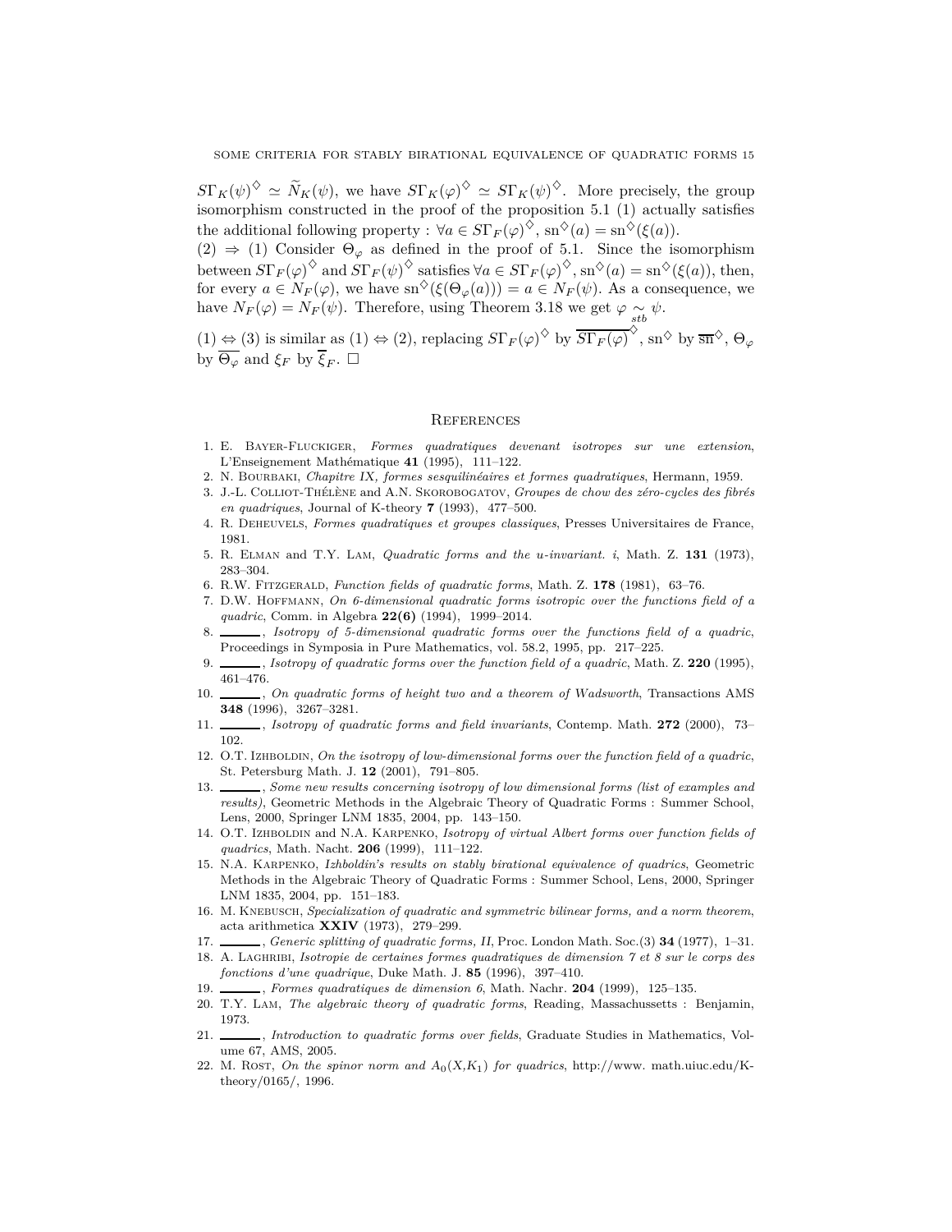$S\Gamma_K(\psi)^{\diamondsuit} \simeq \widetilde{N}_K(\psi)$, we have $S\Gamma_K(\varphi)^{\diamondsuit} \simeq S\Gamma_K(\psi)^{\diamondsuit}$. More precisely, the group isomorphism constructed in the proof of the proposition 5.1 (1) actually satisfies the additional following property : $\forall a \in S\Gamma_F(\varphi)^{\diamondsuit}$, $\mathrm{sn}^{\diamondsuit}(a) = \mathrm{sn}^{\diamondsuit}(\xi(a))$.

(2) $\Rightarrow$ (1) Consider $\Theta_\varphi$ as defined in the proof of 5.1. Since the isomorphism between $S\Gamma_F(\varphi)^{\diamondsuit}$ and $S\Gamma_F(\psi)^{\diamondsuit}$ satisfies $\forall a \in S\Gamma_F(\varphi)^{\diamondsuit}, \mathrm{sn}^{\diamondsuit}(a) = \mathrm{sn}^{\diamondsuit}(\xi(a))$, then, for every $a \in N_F(\varphi)$, we have $\mathrm{sn}^{\diamondsuit}(\xi(\Theta_\varphi(a))) = a \in N_F(\psi)$. As a consequence, we have $N_F(\varphi) = N_F(\psi)$. Therefore, using Theorem 3.18 we get $\varphi \underset{stb}{\sim} \psi$.

(1) $\Leftrightarrow$ (3) is similar as (1) $\Leftrightarrow$ (2), replacing $S\Gamma_F(\varphi)^{\diamondsuit}$ by $\overline{S\Gamma_F(\varphi)}^{\diamondsuit}$, $\mathrm{sn}^{\diamondsuit}$ by $\overline{\mathrm{sn}}^{\diamondsuit}$, $\Theta_\varphi$ by $\overline{\Theta_\varphi}$ and $\xi_F$ by $\overline{\xi}_F$. $\square$

## References

1. E. Bayer-Fluckiger, *Formes quadratiques devenant isotropes sur une extension*, L'Enseignement Mathématique **41** (1995), 111–122.
2. N. Bourbaki, *Chapitre IX, formes sesquilinéaires et formes quadratiques*, Hermann, 1959.
3. J.-L. Colliot-Thélène and A.N. Skorobogatov, *Groupes de chow des zéro-cycles des fibrés en quadriques*, Journal of K-theory **7** (1993), 477–500.
4. R. Deheuvels, *Formes quadratiques et groupes classiques*, Presses Universitaires de France, 1981.
5. R. Elman and T.Y. Lam, *Quadratic forms and the u-invariant. i*, Math. Z. **131** (1973), 283–304.
6. R.W. Fitzgerald, *Function fields of quadratic forms*, Math. Z. **178** (1981), 63–76.
7. D.W. Hoffmann, *On 6-dimensional quadratic forms isotropic over the functions field of a quadric*, Comm. in Algebra **22(6)** (1994), 1999–2014.
8. ______, *Isotropy of 5-dimensional quadratic forms over the functions field of a quadric*, Proceedings in Symposia in Pure Mathematics, vol. 58.2, 1995, pp. 217–225.
9. ______, *Isotropy of quadratic forms over the function field of a quadric*, Math. Z. **220** (1995), 461–476.
10. ______, *On quadratic forms of height two and a theorem of Wadsworth*, Transactions AMS **348** (1996), 3267–3281.
11. ______, *Isotropy of quadratic forms and field invariants*, Contemp. Math. **272** (2000), 73–102.
12. O.T. Izhboldin, *On the isotropy of low-dimensional forms over the function field of a quadric*, St. Petersburg Math. J. **12** (2001), 791–805.
13. ______, *Some new results concerning isotropy of low dimensional forms (list of examples and results)*, Geometric Methods in the Algebraic Theory of Quadratic Forms : Summer School, Lens, 2000, Springer LNM 1835, 2004, pp. 143–150.
14. O.T. Izhboldin and N.A. Karpenko, *Isotropy of virtual Albert forms over function fields of quadrics*, Math. Nacht. **206** (1999), 111–122.
15. N.A. Karpenko, *Izhboldin's results on stably birational equivalence of quadrics*, Geometric Methods in the Algebraic Theory of Quadratic Forms : Summer School, Lens, 2000, Springer LNM 1835, 2004, pp. 151–183.
16. M. Knebusch, *Specialization of quadratic and symmetric bilinear forms, and a norm theorem*, acta arithmetica **XXIV** (1973), 279–299.
17. ______, *Generic splitting of quadratic forms, II*, Proc. London Math. Soc.(3) **34** (1977), 1–31.
18. A. Laghribi, *Isotropie de certaines formes quadratiques de dimension 7 et 8 sur le corps des fonctions d'une quadrique*, Duke Math. J. **85** (1996), 397–410.
19. ______, *Formes quadratiques de dimension 6*, Math. Nachr. **204** (1999), 125–135.
20. T.Y. Lam, *The algebraic theory of quadratic forms*, Reading, Massachussetts : Benjamin, 1973.
21. ______, *Introduction to quadratic forms over fields*, Graduate Studies in Mathematics, Volume 67, AMS, 2005.
22. M. Rost, *On the spinor norm and $A_0(X,K_1)$ for quadrics*, http://www. math.uiuc.edu/K-theory/0165/, 1996.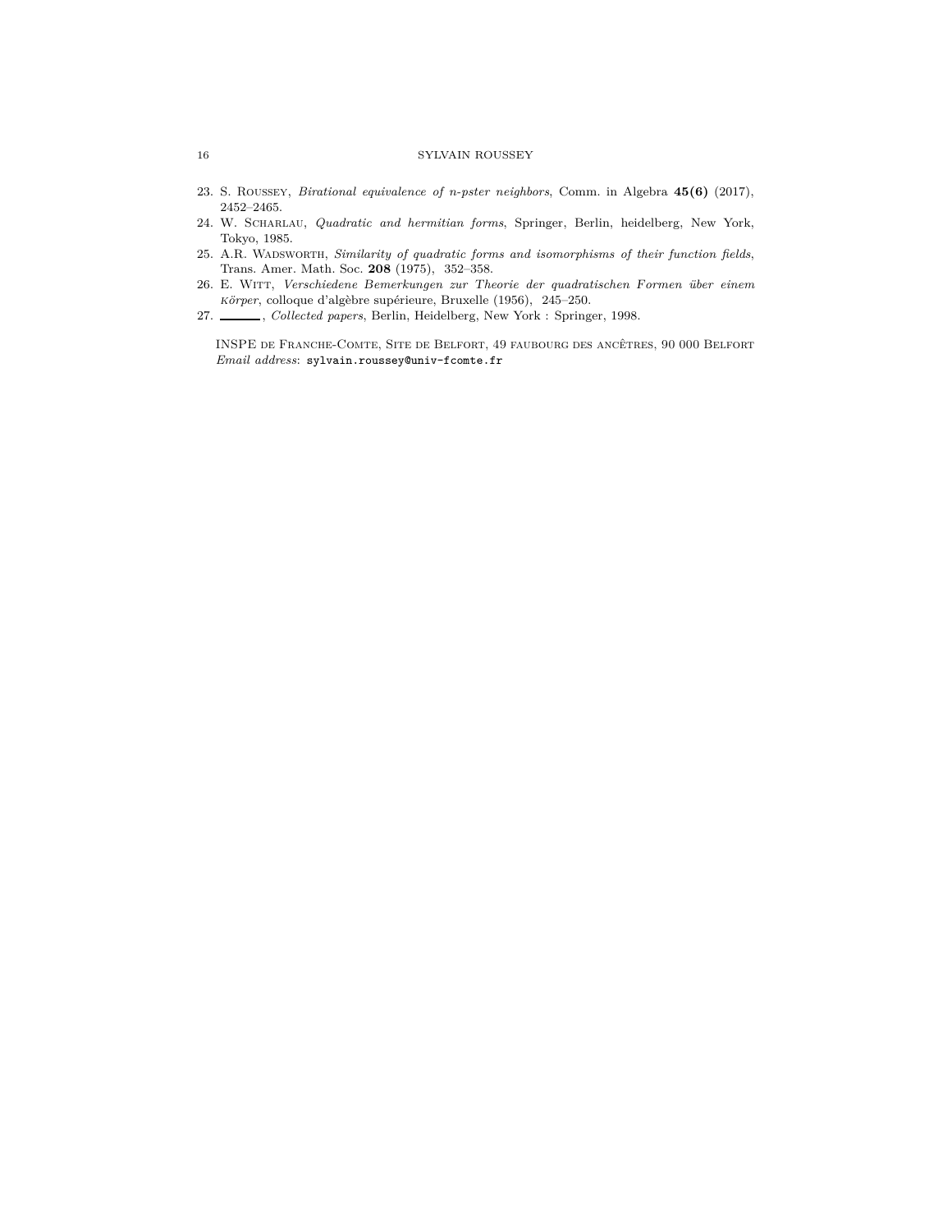23. S. Roussey, *Birational equivalence of n-pster neighbors*, Comm. in Algebra **45(6)** (2017), 2452–2465.
24. W. Scharlau, *Quadratic and hermitian forms*, Springer, Berlin, heidelberg, New York, Tokyo, 1985.
25. A.R. Wadsworth, *Similarity of quadratic forms and isomorphisms of their function fields*, Trans. Amer. Math. Soc. **208** (1975), 352–358.
26. E. Witt, *Verschiedene Bemerkungen zur Theorie der quadratischen Formen über einem körper*, colloque d'algèbre supérieure, Bruxelle (1956), 245–250.
27. ______, *Collected papers*, Berlin, Heidelberg, New York : Springer, 1998.

INSPE de Franche-Comte, Site de Belfort, 49 faubourg des ancêtres, 90 000 Belfort
*Email address*: sylvain.roussey@univ-fcomte.fr